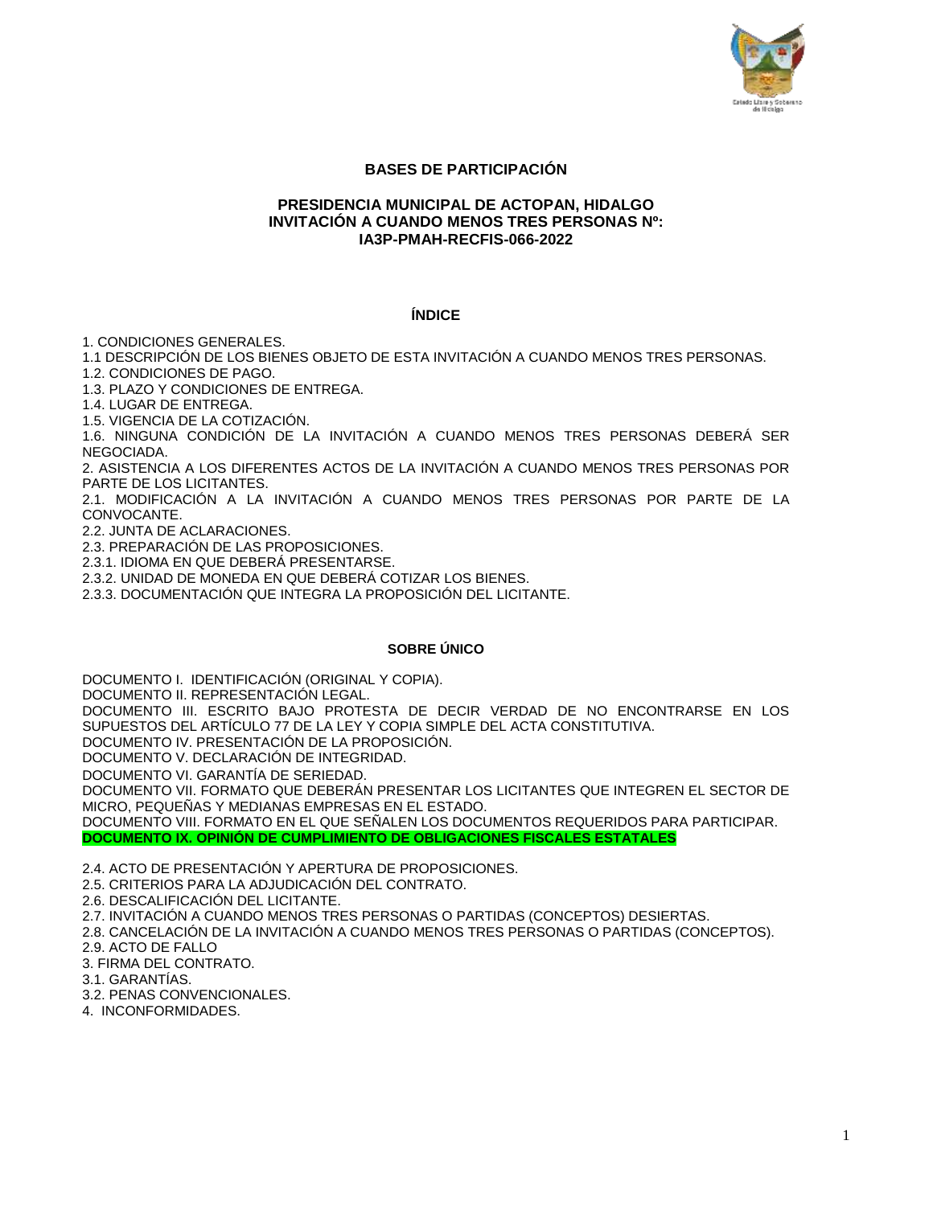# BASES DE PARTICIPACIÓN

## PRESIDENCIA MUNICIPAL DE ACTOPAN, HIDALGO
## INVITACIÓN A CUANDO MENOS TRES PERSONAS Nº: IA3P-PMAH-RECFIS-066-2022

### ÍNDICE

1. CONDICIONES GENERALES.
1.1 DESCRIPCIÓN DE LOS BIENES OBJETO DE ESTA INVITACIÓN A CUANDO MENOS TRES PERSONAS.
1.2. CONDICIONES DE PAGO.
1.3. PLAZO Y CONDICIONES DE ENTREGA.
1.4. LUGAR DE ENTREGA.
1.5. VIGENCIA DE LA COTIZACIÓN.
1.6. NINGUNA CONDICIÓN DE LA INVITACIÓN A CUANDO MENOS TRES PERSONAS DEBERÁ SER NEGOCIADA.
2. ASISTENCIA A LOS DIFERENTES ACTOS DE LA INVITACIÓN A CUANDO MENOS TRES PERSONAS POR PARTE DE LOS LICITANTES.
2.1. MODIFICACIÓN A LA INVITACIÓN A CUANDO MENOS TRES PERSONAS POR PARTE DE LA CONVOCANTE.
2.2. JUNTA DE ACLARACIONES.
2.3. PREPARACIÓN DE LAS PROPOSICIONES.
2.3.1. IDIOMA EN QUE DEBERÁ PRESENTARSE.
2.3.2. UNIDAD DE MONEDA EN QUE DEBERÁ COTIZAR LOS BIENES.
2.3.3. DOCUMENTACIÓN QUE INTEGRA LA PROPOSICIÓN DEL LICITANTE.

### SOBRE ÚNICO

DOCUMENTO I. IDENTIFICACIÓN (ORIGINAL Y COPIA).
DOCUMENTO II. REPRESENTACIÓN LEGAL.
DOCUMENTO III. ESCRITO BAJO PROTESTA DE DECIR VERDAD DE NO ENCONTRARSE EN LOS SUPUESTOS DEL ARTÍCULO 77 DE LA LEY Y COPIA SIMPLE DEL ACTA CONSTITUTIVA.
DOCUMENTO IV. PRESENTACIÓN DE LA PROPOSICIÓN.
DOCUMENTO V. DECLARACIÓN DE INTEGRIDAD.
DOCUMENTO VI. GARANTÍA DE SERIEDAD.
DOCUMENTO VII. FORMATO QUE DEBERÁN PRESENTAR LOS LICITANTES QUE INTEGREN EL SECTOR DE MICRO, PEQUEÑAS Y MEDIANAS EMPRESAS EN EL ESTADO.
DOCUMENTO VIII. FORMATO EN EL QUE SEÑALEN LOS DOCUMENTOS REQUERIDOS PARA PARTICIPAR.
**DOCUMENTO IX. OPINIÓN DE CUMPLIMIENTO DE OBLIGACIONES FISCALES ESTATALES**

2.4. ACTO DE PRESENTACIÓN Y APERTURA DE PROPOSICIONES.
2.5. CRITERIOS PARA LA ADJUDICACIÓN DEL CONTRATO.
2.6. DESCALIFICACIÓN DEL LICITANTE.
2.7. INVITACIÓN A CUANDO MENOS TRES PERSONAS O PARTIDAS (CONCEPTOS) DESIERTAS.
2.8. CANCELACIÓN DE LA INVITACIÓN A CUANDO MENOS TRES PERSONAS O PARTIDAS (CONCEPTOS).
2.9. ACTO DE FALLO
3. FIRMA DEL CONTRATO.
3.1. GARANTÍAS.
3.2. PENAS CONVENCIONALES.
4. INCONFORMIDADES.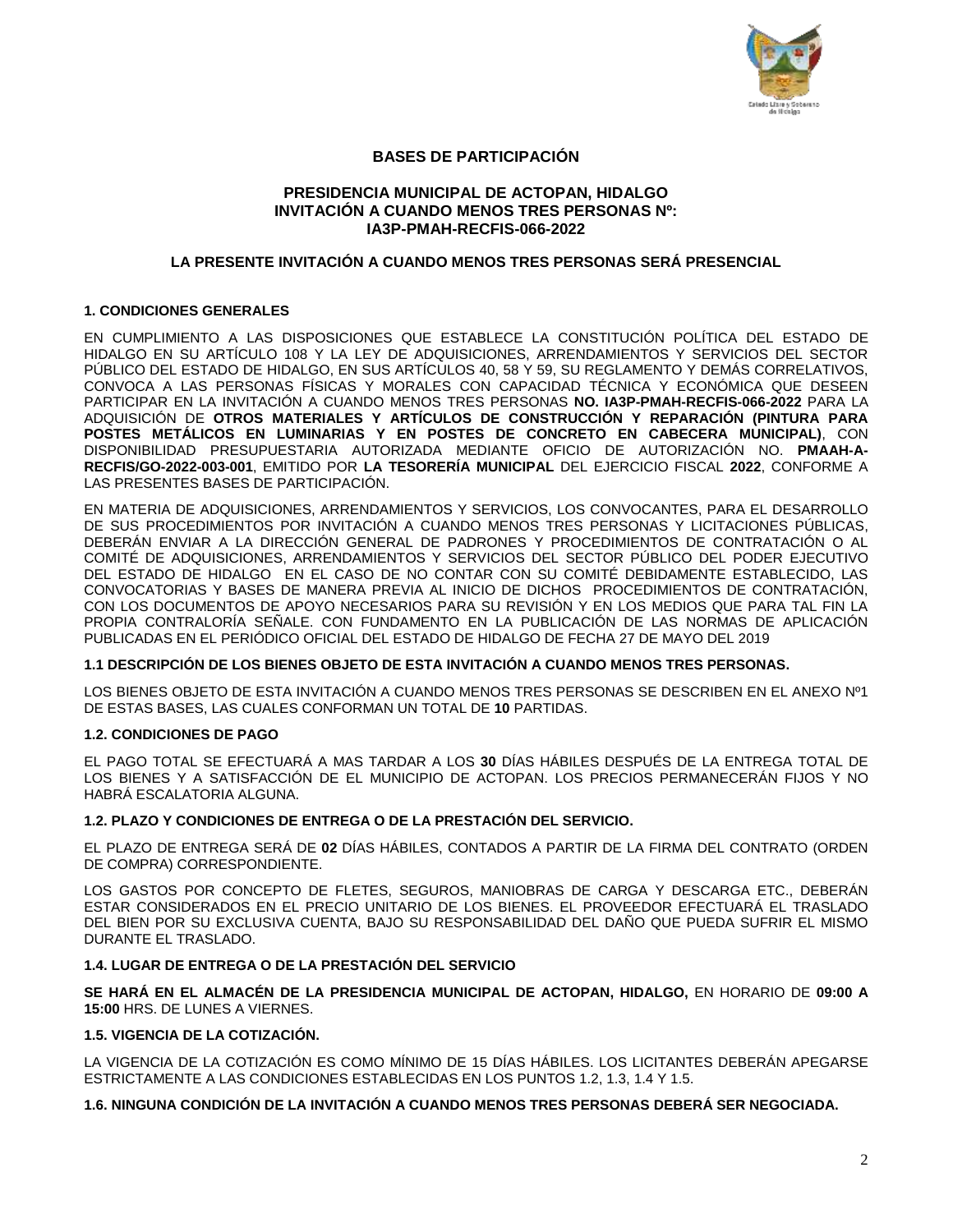**BASES DE PARTICIPACIÓN**

**PRESIDENCIA MUNICIPAL DE ACTOPAN, HIDALGO**
**INVITACIÓN A CUANDO MENOS TRES PERSONAS Nº:**
**IA3P-PMAH-RECFIS-066-2022**

**LA PRESENTE INVITACIÓN A CUANDO MENOS TRES PERSONAS SERÁ PRESENCIAL**

### 1. CONDICIONES GENERALES

EN CUMPLIMIENTO A LAS DISPOSICIONES QUE ESTABLECE LA CONSTITUCIÓN POLÍTICA DEL ESTADO DE HIDALGO EN SU ARTÍCULO 108 Y LA LEY DE ADQUISICIONES, ARRENDAMIENTOS Y SERVICIOS DEL SECTOR PÚBLICO DEL ESTADO DE HIDALGO, EN SUS ARTÍCULOS 40, 58 Y 59, SU REGLAMENTO Y DEMÁS CORRELATIVOS, CONVOCA A LAS PERSONAS FÍSICAS Y MORALES CON CAPACIDAD TÉCNICA Y ECONÓMICA QUE DESEEN PARTICIPAR EN LA INVITACIÓN A CUANDO MENOS TRES PERSONAS **NO. IA3P-PMAH-RECFIS-066-2022** PARA LA ADQUISICIÓN DE **OTROS MATERIALES Y ARTÍCULOS DE CONSTRUCCIÓN Y REPARACIÓN (PINTURA PARA POSTES METÁLICOS EN LUMINARIAS Y EN POSTES DE CONCRETO EN CABECERA MUNICIPAL)**, CON DISPONIBILIDAD PRESUPUESTARIA AUTORIZADA MEDIANTE OFICIO DE AUTORIZACIÓN NO. **PMAAH-A-RECFIS/GO-2022-003-001**, EMITIDO POR **LA TESORERÍA MUNICIPAL** DEL EJERCICIO FISCAL **2022**, CONFORME A LAS PRESENTES BASES DE PARTICIPACIÓN.

EN MATERIA DE ADQUISICIONES, ARRENDAMIENTOS Y SERVICIOS, LOS CONVOCANTES, PARA EL DESARROLLO DE SUS PROCEDIMIENTOS POR INVITACIÓN A CUANDO MENOS TRES PERSONAS Y LICITACIONES PÚBLICAS, DEBERÁN ENVIAR A LA DIRECCIÓN GENERAL DE PADRONES Y PROCEDIMIENTOS DE CONTRATACIÓN O AL COMITÉ DE ADQUISICIONES, ARRENDAMIENTOS Y SERVICIOS DEL SECTOR PÚBLICO DEL PODER EJECUTIVO DEL ESTADO DE HIDALGO EN EL CASO DE NO CONTAR CON SU COMITÉ DEBIDAMENTE ESTABLECIDO, LAS CONVOCATORIAS Y BASES DE MANERA PREVIA AL INICIO DE DICHOS PROCEDIMIENTOS DE CONTRATACIÓN, CON LOS DOCUMENTOS DE APOYO NECESARIOS PARA SU REVISIÓN Y EN LOS MEDIOS QUE PARA TAL FIN LA PROPIA CONTRALORÍA SEÑALE. CON FUNDAMENTO EN LA PUBLICACIÓN DE LAS NORMAS DE APLICACIÓN PUBLICADAS EN EL PERIÓDICO OFICIAL DEL ESTADO DE HIDALGO DE FECHA 27 DE MAYO DEL 2019

### 1.1 DESCRIPCIÓN DE LOS BIENES OBJETO DE ESTA INVITACIÓN A CUANDO MENOS TRES PERSONAS.

LOS BIENES OBJETO DE ESTA INVITACIÓN A CUANDO MENOS TRES PERSONAS SE DESCRIBEN EN EL ANEXO Nº1 DE ESTAS BASES, LAS CUALES CONFORMAN UN TOTAL DE **10** PARTIDAS.

### 1.2. CONDICIONES DE PAGO

EL PAGO TOTAL SE EFECTUARÁ A MAS TARDAR A LOS **30** DÍAS HÁBILES DESPUÉS DE LA ENTREGA TOTAL DE LOS BIENES Y A SATISFACCIÓN DE EL MUNICIPIO DE ACTOPAN. LOS PRECIOS PERMANECERÁN FIJOS Y NO HABRÁ ESCALATORIA ALGUNA.

### 1.2. PLAZO Y CONDICIONES DE ENTREGA O DE LA PRESTACIÓN DEL SERVICIO.

EL PLAZO DE ENTREGA SERÁ DE **02** DÍAS HÁBILES, CONTADOS A PARTIR DE LA FIRMA DEL CONTRATO (ORDEN DE COMPRA) CORRESPONDIENTE.

LOS GASTOS POR CONCEPTO DE FLETES, SEGUROS, MANIOBRAS DE CARGA Y DESCARGA ETC., DEBERÁN ESTAR CONSIDERADOS EN EL PRECIO UNITARIO DE LOS BIENES. EL PROVEEDOR EFECTUARÁ EL TRASLADO DEL BIEN POR SU EXCLUSIVA CUENTA, BAJO SU RESPONSABILIDAD DEL DAÑO QUE PUEDA SUFRIR EL MISMO DURANTE EL TRASLADO.

### 1.4. LUGAR DE ENTREGA O DE LA PRESTACIÓN DEL SERVICIO

**SE HARÁ EN EL ALMACÉN DE LA PRESIDENCIA MUNICIPAL DE ACTOPAN, HIDALGO,** EN HORARIO DE **09:00 A 15:00** HRS. DE LUNES A VIERNES.

### 1.5. VIGENCIA DE LA COTIZACIÓN.

LA VIGENCIA DE LA COTIZACIÓN ES COMO MÍNIMO DE 15 DÍAS HÁBILES. LOS LICITANTES DEBERÁN APEGARSE ESTRICTAMENTE A LAS CONDICIONES ESTABLECIDAS EN LOS PUNTOS 1.2, 1.3, 1.4 Y 1.5.

### 1.6. NINGUNA CONDICIÓN DE LA INVITACIÓN A CUANDO MENOS TRES PERSONAS DEBERÁ SER NEGOCIADA.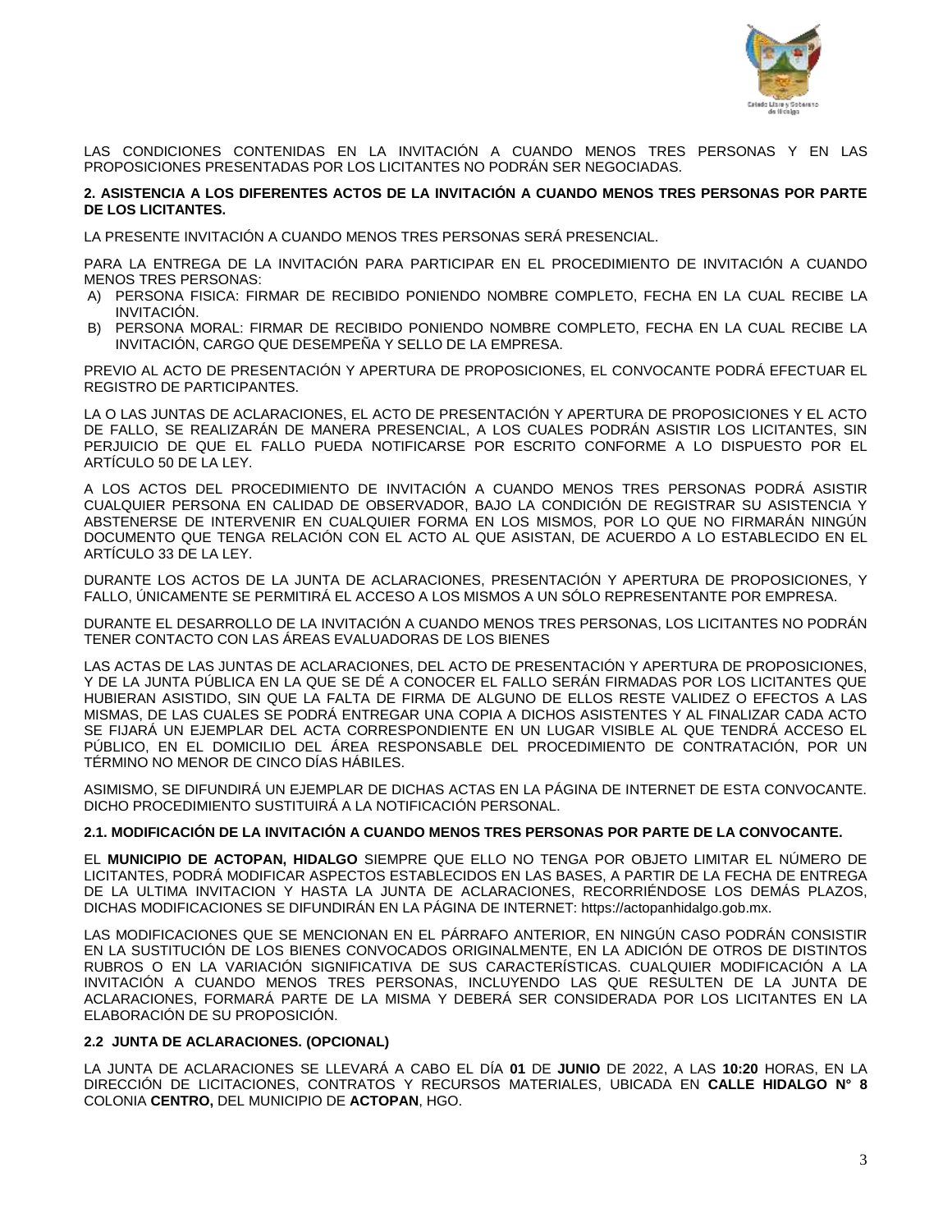LAS CONDICIONES CONTENIDAS EN LA INVITACIÓN A CUANDO MENOS TRES PERSONAS Y EN LAS PROPOSICIONES PRESENTADAS POR LOS LICITANTES NO PODRÁN SER NEGOCIADAS.

**2. ASISTENCIA A LOS DIFERENTES ACTOS DE LA INVITACIÓN A CUANDO MENOS TRES PERSONAS POR PARTE DE LOS LICITANTES.**

LA PRESENTE INVITACIÓN A CUANDO MENOS TRES PERSONAS SERÁ PRESENCIAL.

PARA LA ENTREGA DE LA INVITACIÓN PARA PARTICIPAR EN EL PROCEDIMIENTO DE INVITACIÓN A CUANDO MENOS TRES PERSONAS:

A) PERSONA FISICA: FIRMAR DE RECIBIDO PONIENDO NOMBRE COMPLETO, FECHA EN LA CUAL RECIBE LA INVITACIÓN.
B) PERSONA MORAL: FIRMAR DE RECIBIDO PONIENDO NOMBRE COMPLETO, FECHA EN LA CUAL RECIBE LA INVITACIÓN, CARGO QUE DESEMPEÑA Y SELLO DE LA EMPRESA.

PREVIO AL ACTO DE PRESENTACIÓN Y APERTURA DE PROPOSICIONES, EL CONVOCANTE PODRÁ EFECTUAR EL REGISTRO DE PARTICIPANTES.

LA O LAS JUNTAS DE ACLARACIONES, EL ACTO DE PRESENTACIÓN Y APERTURA DE PROPOSICIONES Y EL ACTO DE FALLO, SE REALIZARÁN DE MANERA PRESENCIAL, A LOS CUALES PODRÁN ASISTIR LOS LICITANTES, SIN PERJUICIO DE QUE EL FALLO PUEDA NOTIFICARSE POR ESCRITO CONFORME A LO DISPUESTO POR EL ARTÍCULO 50 DE LA LEY.

A LOS ACTOS DEL PROCEDIMIENTO DE INVITACIÓN A CUANDO MENOS TRES PERSONAS PODRÁ ASISTIR CUALQUIER PERSONA EN CALIDAD DE OBSERVADOR, BAJO LA CONDICIÓN DE REGISTRAR SU ASISTENCIA Y ABSTENERSE DE INTERVENIR EN CUALQUIER FORMA EN LOS MISMOS, POR LO QUE NO FIRMARÁN NINGÚN DOCUMENTO QUE TENGA RELACIÓN CON EL ACTO AL QUE ASISTAN, DE ACUERDO A LO ESTABLECIDO EN EL ARTÍCULO 33 DE LA LEY.

DURANTE LOS ACTOS DE LA JUNTA DE ACLARACIONES, PRESENTACIÓN Y APERTURA DE PROPOSICIONES, Y FALLO, ÚNICAMENTE SE PERMITIRÁ EL ACCESO A LOS MISMOS A UN SÓLO REPRESENTANTE POR EMPRESA.

DURANTE EL DESARROLLO DE LA INVITACIÓN A CUANDO MENOS TRES PERSONAS, LOS LICITANTES NO PODRÁN TENER CONTACTO CON LAS ÁREAS EVALUADORAS DE LOS BIENES

LAS ACTAS DE LAS JUNTAS DE ACLARACIONES, DEL ACTO DE PRESENTACIÓN Y APERTURA DE PROPOSICIONES, Y DE LA JUNTA PÚBLICA EN LA QUE SE DÉ A CONOCER EL FALLO SERÁN FIRMADAS POR LOS LICITANTES QUE HUBIERAN ASISTIDO, SIN QUE LA FALTA DE FIRMA DE ALGUNO DE ELLOS RESTE VALIDEZ O EFECTOS A LAS MISMAS, DE LAS CUALES SE PODRÁ ENTREGAR UNA COPIA A DICHOS ASISTENTES Y AL FINALIZAR CADA ACTO SE FIJARÁ UN EJEMPLAR DEL ACTA CORRESPONDIENTE EN UN LUGAR VISIBLE AL QUE TENDRÁ ACCESO EL PÚBLICO, EN EL DOMICILIO DEL ÁREA RESPONSABLE DEL PROCEDIMIENTO DE CONTRATACIÓN, POR UN TÉRMINO NO MENOR DE CINCO DÍAS HÁBILES.

ASIMISMO, SE DIFUNDIRÁ UN EJEMPLAR DE DICHAS ACTAS EN LA PÁGINA DE INTERNET DE ESTA CONVOCANTE. DICHO PROCEDIMIENTO SUSTITUIRÁ A LA NOTIFICACIÓN PERSONAL.

**2.1. MODIFICACIÓN DE LA INVITACIÓN A CUANDO MENOS TRES PERSONAS POR PARTE DE LA CONVOCANTE.**

EL **MUNICIPIO DE ACTOPAN, HIDALGO** SIEMPRE QUE ELLO NO TENGA POR OBJETO LIMITAR EL NÚMERO DE LICITANTES, PODRÁ MODIFICAR ASPECTOS ESTABLECIDOS EN LAS BASES, A PARTIR DE LA FECHA DE ENTREGA DE LA ULTIMA INVITACION Y HASTA LA JUNTA DE ACLARACIONES, RECORRIÉNDOSE LOS DEMÁS PLAZOS, DICHAS MODIFICACIONES SE DIFUNDIRÁN EN LA PÁGINA DE INTERNET: https://actopanhidalgo.gob.mx.

LAS MODIFICACIONES QUE SE MENCIONAN EN EL PÁRRAFO ANTERIOR, EN NINGÚN CASO PODRÁN CONSISTIR EN LA SUSTITUCIÓN DE LOS BIENES CONVOCADOS ORIGINALMENTE, EN LA ADICIÓN DE OTROS DE DISTINTOS RUBROS O EN LA VARIACIÓN SIGNIFICATIVA DE SUS CARACTERÍSTICAS. CUALQUIER MODIFICACIÓN A LA INVITACIÓN A CUANDO MENOS TRES PERSONAS, INCLUYENDO LAS QUE RESULTEN DE LA JUNTA DE ACLARACIONES, FORMARÁ PARTE DE LA MISMA Y DEBERÁ SER CONSIDERADA POR LOS LICITANTES EN LA ELABORACIÓN DE SU PROPOSICIÓN.

**2.2 JUNTA DE ACLARACIONES. (OPCIONAL)**

LA JUNTA DE ACLARACIONES SE LLEVARÁ A CABO EL DÍA **01** DE **JUNIO** DE 2022, A LAS **10:20** HORAS, EN LA DIRECCIÓN DE LICITACIONES, CONTRATOS Y RECURSOS MATERIALES, UBICADA EN **CALLE HIDALGO N° 8** COLONIA **CENTRO,** DEL MUNICIPIO DE **ACTOPAN**, HGO.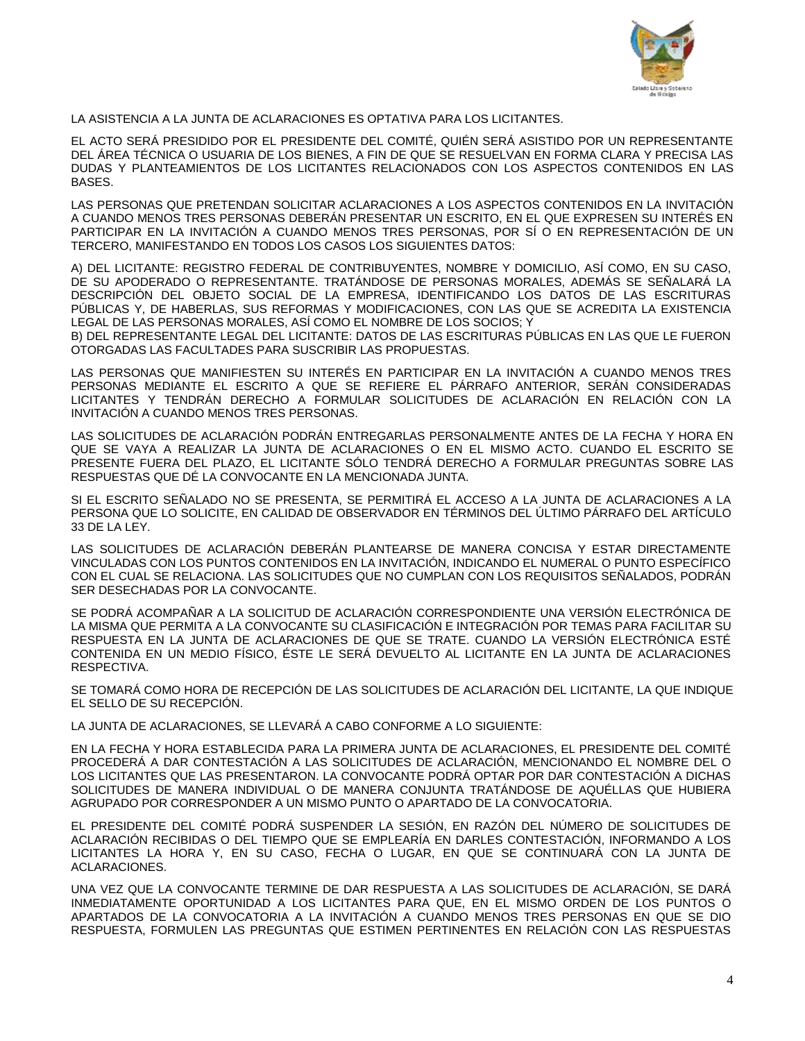LA ASISTENCIA A LA JUNTA DE ACLARACIONES ES OPTATIVA PARA LOS LICITANTES.

EL ACTO SERÁ PRESIDIDO POR EL PRESIDENTE DEL COMITÉ, QUIÉN SERÁ ASISTIDO POR UN REPRESENTANTE DEL ÁREA TÉCNICA O USUARIA DE LOS BIENES, A FIN DE QUE SE RESUELVAN EN FORMA CLARA Y PRECISA LAS DUDAS Y PLANTEAMIENTOS DE LOS LICITANTES RELACIONADOS CON LOS ASPECTOS CONTENIDOS EN LAS BASES.

LAS PERSONAS QUE PRETENDAN SOLICITAR ACLARACIONES A LOS ASPECTOS CONTENIDOS EN LA INVITACIÓN A CUANDO MENOS TRES PERSONAS DEBERÁN PRESENTAR UN ESCRITO, EN EL QUE EXPRESEN SU INTERÉS EN PARTICIPAR EN LA INVITACIÓN A CUANDO MENOS TRES PERSONAS, POR SÍ O EN REPRESENTACIÓN DE UN TERCERO, MANIFESTANDO EN TODOS LOS CASOS LOS SIGUIENTES DATOS:

A) DEL LICITANTE: REGISTRO FEDERAL DE CONTRIBUYENTES, NOMBRE Y DOMICILIO, ASÍ COMO, EN SU CASO, DE SU APODERADO O REPRESENTANTE. TRATÁNDOSE DE PERSONAS MORALES, ADEMÁS SE SEÑALARÁ LA DESCRIPCIÓN DEL OBJETO SOCIAL DE LA EMPRESA, IDENTIFICANDO LOS DATOS DE LAS ESCRITURAS PÚBLICAS Y, DE HABERLAS, SUS REFORMAS Y MODIFICACIONES, CON LAS QUE SE ACREDITA LA EXISTENCIA LEGAL DE LAS PERSONAS MORALES, ASÍ COMO EL NOMBRE DE LOS SOCIOS; Y
B) DEL REPRESENTANTE LEGAL DEL LICITANTE: DATOS DE LAS ESCRITURAS PÚBLICAS EN LAS QUE LE FUERON OTORGADAS LAS FACULTADES PARA SUSCRIBIR LAS PROPUESTAS.

LAS PERSONAS QUE MANIFIESTEN SU INTERÉS EN PARTICIPAR EN LA INVITACIÓN A CUANDO MENOS TRES PERSONAS MEDIANTE EL ESCRITO A QUE SE REFIERE EL PÁRRAFO ANTERIOR, SERÁN CONSIDERADAS LICITANTES Y TENDRÁN DERECHO A FORMULAR SOLICITUDES DE ACLARACIÓN EN RELACIÓN CON LA INVITACIÓN A CUANDO MENOS TRES PERSONAS.

LAS SOLICITUDES DE ACLARACIÓN PODRÁN ENTREGARLAS PERSONALMENTE ANTES DE LA FECHA Y HORA EN QUE SE VAYA A REALIZAR LA JUNTA DE ACLARACIONES O EN EL MISMO ACTO. CUANDO EL ESCRITO SE PRESENTE FUERA DEL PLAZO, EL LICITANTE SÓLO TENDRÁ DERECHO A FORMULAR PREGUNTAS SOBRE LAS RESPUESTAS QUE DÉ LA CONVOCANTE EN LA MENCIONADA JUNTA.

SI EL ESCRITO SEÑALADO NO SE PRESENTA, SE PERMITIRÁ EL ACCESO A LA JUNTA DE ACLARACIONES A LA PERSONA QUE LO SOLICITE, EN CALIDAD DE OBSERVADOR EN TÉRMINOS DEL ÚLTIMO PÁRRAFO DEL ARTÍCULO 33 DE LA LEY.

LAS SOLICITUDES DE ACLARACIÓN DEBERÁN PLANTEARSE DE MANERA CONCISA Y ESTAR DIRECTAMENTE VINCULADAS CON LOS PUNTOS CONTENIDOS EN LA INVITACIÓN, INDICANDO EL NUMERAL O PUNTO ESPECÍFICO CON EL CUAL SE RELACIONA. LAS SOLICITUDES QUE NO CUMPLAN CON LOS REQUISITOS SEÑALADOS, PODRÁN SER DESECHADAS POR LA CONVOCANTE.

SE PODRÁ ACOMPAÑAR A LA SOLICITUD DE ACLARACIÓN CORRESPONDIENTE UNA VERSIÓN ELECTRÓNICA DE LA MISMA QUE PERMITA A LA CONVOCANTE SU CLASIFICACIÓN E INTEGRACIÓN POR TEMAS PARA FACILITAR SU RESPUESTA EN LA JUNTA DE ACLARACIONES DE QUE SE TRATE. CUANDO LA VERSIÓN ELECTRÓNICA ESTÉ CONTENIDA EN UN MEDIO FÍSICO, ÉSTE LE SERÁ DEVUELTO AL LICITANTE EN LA JUNTA DE ACLARACIONES RESPECTIVA.

SE TOMARÁ COMO HORA DE RECEPCIÓN DE LAS SOLICITUDES DE ACLARACIÓN DEL LICITANTE, LA QUE INDIQUE EL SELLO DE SU RECEPCIÓN.

LA JUNTA DE ACLARACIONES, SE LLEVARÁ A CABO CONFORME A LO SIGUIENTE:

EN LA FECHA Y HORA ESTABLECIDA PARA LA PRIMERA JUNTA DE ACLARACIONES, EL PRESIDENTE DEL COMITÉ PROCEDERÁ A DAR CONTESTACIÓN A LAS SOLICITUDES DE ACLARACIÓN, MENCIONANDO EL NOMBRE DEL O LOS LICITANTES QUE LAS PRESENTARON. LA CONVOCANTE PODRÁ OPTAR POR DAR CONTESTACIÓN A DICHAS SOLICITUDES DE MANERA INDIVIDUAL O DE MANERA CONJUNTA TRATÁNDOSE DE AQUÉLLAS QUE HUBIERA AGRUPADO POR CORRESPONDER A UN MISMO PUNTO O APARTADO DE LA CONVOCATORIA.

EL PRESIDENTE DEL COMITÉ PODRÁ SUSPENDER LA SESIÓN, EN RAZÓN DEL NÚMERO DE SOLICITUDES DE ACLARACIÓN RECIBIDAS O DEL TIEMPO QUE SE EMPLEARÍA EN DARLES CONTESTACIÓN, INFORMANDO A LOS LICITANTES LA HORA Y, EN SU CASO, FECHA O LUGAR, EN QUE SE CONTINUARÁ CON LA JUNTA DE ACLARACIONES.

UNA VEZ QUE LA CONVOCANTE TERMINE DE DAR RESPUESTA A LAS SOLICITUDES DE ACLARACIÓN, SE DARÁ INMEDIATAMENTE OPORTUNIDAD A LOS LICITANTES PARA QUE, EN EL MISMO ORDEN DE LOS PUNTOS O APARTADOS DE LA CONVOCATORIA A LA INVITACIÓN A CUANDO MENOS TRES PERSONAS EN QUE SE DIO RESPUESTA, FORMULEN LAS PREGUNTAS QUE ESTIMEN PERTINENTES EN RELACIÓN CON LAS RESPUESTAS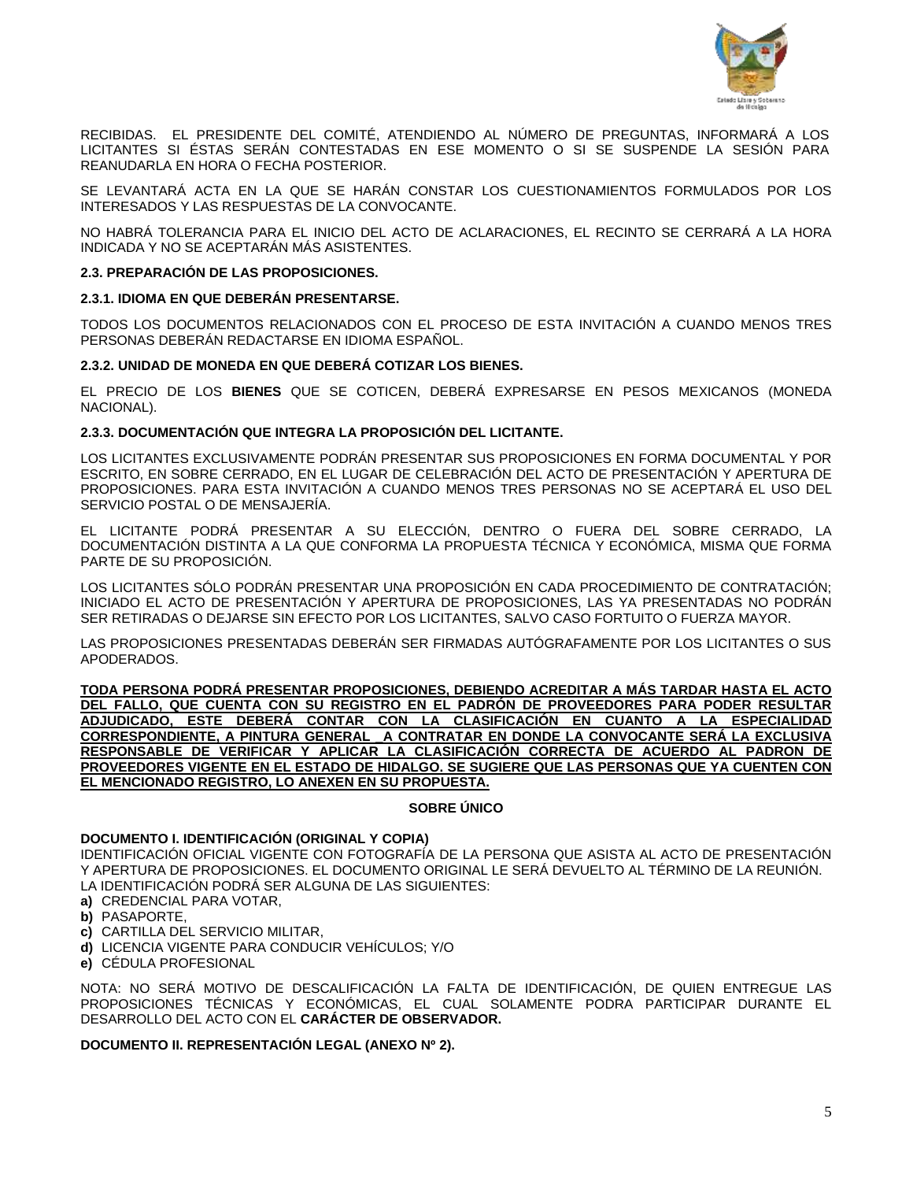RECIBIDAS. EL PRESIDENTE DEL COMITÉ, ATENDIENDO AL NÚMERO DE PREGUNTAS, INFORMARÁ A LOS LICITANTES SI ÉSTAS SERÁN CONTESTADAS EN ESE MOMENTO O SI SE SUSPENDE LA SESIÓN PARA REANUDARLA EN HORA O FECHA POSTERIOR.

SE LEVANTARÁ ACTA EN LA QUE SE HARÁN CONSTAR LOS CUESTIONAMIENTOS FORMULADOS POR LOS INTERESADOS Y LAS RESPUESTAS DE LA CONVOCANTE.

NO HABRÁ TOLERANCIA PARA EL INICIO DEL ACTO DE ACLARACIONES, EL RECINTO SE CERRARÁ A LA HORA INDICADA Y NO SE ACEPTARÁN MÁS ASISTENTES.

**2.3. PREPARACIÓN DE LAS PROPOSICIONES.**

**2.3.1. IDIOMA EN QUE DEBERÁN PRESENTARSE.**

TODOS LOS DOCUMENTOS RELACIONADOS CON EL PROCESO DE ESTA INVITACIÓN A CUANDO MENOS TRES PERSONAS DEBERÁN REDACTARSE EN IDIOMA ESPAÑOL.

**2.3.2. UNIDAD DE MONEDA EN QUE DEBERÁ COTIZAR LOS BIENES.**

EL PRECIO DE LOS **BIENES** QUE SE COTICEN, DEBERÁ EXPRESARSE EN PESOS MEXICANOS (MONEDA NACIONAL).

**2.3.3. DOCUMENTACIÓN QUE INTEGRA LA PROPOSICIÓN DEL LICITANTE.**

LOS LICITANTES EXCLUSIVAMENTE PODRÁN PRESENTAR SUS PROPOSICIONES EN FORMA DOCUMENTAL Y POR ESCRITO, EN SOBRE CERRADO, EN EL LUGAR DE CELEBRACIÓN DEL ACTO DE PRESENTACIÓN Y APERTURA DE PROPOSICIONES. PARA ESTA INVITACIÓN A CUANDO MENOS TRES PERSONAS NO SE ACEPTARÁ EL USO DEL SERVICIO POSTAL O DE MENSAJERÍA.

EL LICITANTE PODRÁ PRESENTAR A SU ELECCIÓN, DENTRO O FUERA DEL SOBRE CERRADO, LA DOCUMENTACIÓN DISTINTA A LA QUE CONFORMA LA PROPUESTA TÉCNICA Y ECONÓMICA, MISMA QUE FORMA PARTE DE SU PROPOSICIÓN.

LOS LICITANTES SÓLO PODRÁN PRESENTAR UNA PROPOSICIÓN EN CADA PROCEDIMIENTO DE CONTRATACIÓN; INICIADO EL ACTO DE PRESENTACIÓN Y APERTURA DE PROPOSICIONES, LAS YA PRESENTADAS NO PODRÁN SER RETIRADAS O DEJARSE SIN EFECTO POR LOS LICITANTES, SALVO CASO FORTUITO O FUERZA MAYOR.

LAS PROPOSICIONES PRESENTADAS DEBERÁN SER FIRMADAS AUTÓGRAFAMENTE POR LOS LICITANTES O SUS APODERADOS.

**TODA PERSONA PODRÁ PRESENTAR PROPOSICIONES, DEBIENDO ACREDITAR A MÁS TARDAR HASTA EL ACTO DEL FALLO, QUE CUENTA CON SU REGISTRO EN EL PADRÓN DE PROVEEDORES PARA PODER RESULTAR ADJUDICADO, ESTE DEBERÁ CONTAR CON LA CLASIFICACIÓN EN CUANTO A LA ESPECIALIDAD CORRESPONDIENTE, A PINTURA GENERAL _ A CONTRATAR EN DONDE LA CONVOCANTE SERÁ LA EXCLUSIVA RESPONSABLE DE VERIFICAR Y APLICAR LA CLASIFICACIÓN CORRECTA DE ACUERDO AL PADRON DE PROVEEDORES VIGENTE EN EL ESTADO DE HIDALGO. SE SUGIERE QUE LAS PERSONAS QUE YA CUENTEN CON EL MENCIONADO REGISTRO, LO ANEXEN EN SU PROPUESTA.**

**SOBRE ÚNICO**

**DOCUMENTO I. IDENTIFICACIÓN (ORIGINAL Y COPIA)**
IDENTIFICACIÓN OFICIAL VIGENTE CON FOTOGRAFÍA DE LA PERSONA QUE ASISTA AL ACTO DE PRESENTACIÓN Y APERTURA DE PROPOSICIONES. EL DOCUMENTO ORIGINAL LE SERÁ DEVUELTO AL TÉRMINO DE LA REUNIÓN.
LA IDENTIFICACIÓN PODRÁ SER ALGUNA DE LAS SIGUIENTES:

**a)** CREDENCIAL PARA VOTAR,
**b)** PASAPORTE,
**c)** CARTILLA DEL SERVICIO MILITAR,
**d)** LICENCIA VIGENTE PARA CONDUCIR VEHÍCULOS; Y/O
**e)** CÉDULA PROFESIONAL

NOTA: NO SERÁ MOTIVO DE DESCALIFICACIÓN LA FALTA DE IDENTIFICACIÓN, DE QUIEN ENTREGUE LAS PROPOSICIONES TÉCNICAS Y ECONÓMICAS, EL CUAL SOLAMENTE PODRA PARTICIPAR DURANTE EL DESARROLLO DEL ACTO CON EL **CARÁCTER DE OBSERVADOR.**

**DOCUMENTO II. REPRESENTACIÓN LEGAL (ANEXO Nº 2).**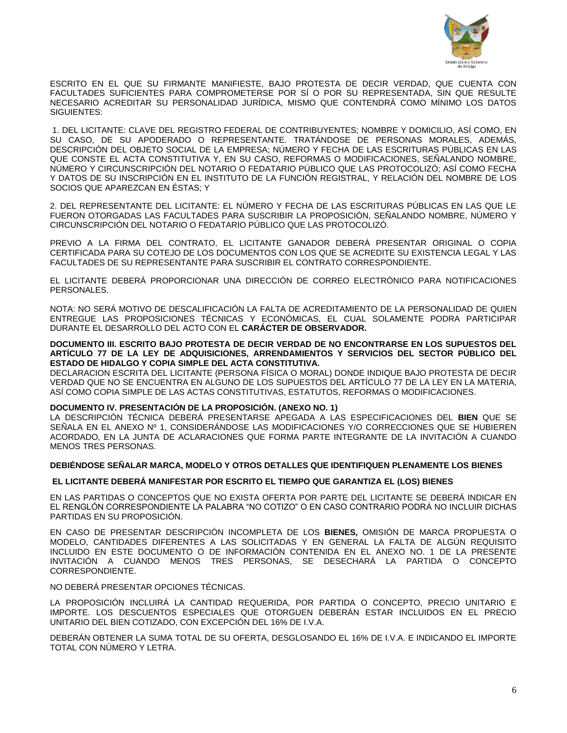ESCRITO EN EL QUE SU FIRMANTE MANIFIESTE, BAJO PROTESTA DE DECIR VERDAD, QUE CUENTA CON FACULTADES SUFICIENTES PARA COMPROMETERSE POR SÍ O POR SU REPRESENTADA, SIN QUE RESULTE NECESARIO ACREDITAR SU PERSONALIDAD JURÍDICA, MISMO QUE CONTENDRÁ COMO MÍNIMO LOS DATOS SIGUIENTES:

1. DEL LICITANTE: CLAVE DEL REGISTRO FEDERAL DE CONTRIBUYENTES; NOMBRE Y DOMICILIO, ASÍ COMO, EN SU CASO, DE SU APODERADO O REPRESENTANTE. TRATÁNDOSE DE PERSONAS MORALES, ADEMÁS, DESCRIPCIÓN DEL OBJETO SOCIAL DE LA EMPRESA; NÚMERO Y FECHA DE LAS ESCRITURAS PÚBLICAS EN LAS QUE CONSTE EL ACTA CONSTITUTIVA Y, EN SU CASO, REFORMAS O MODIFICACIONES, SEÑALANDO NOMBRE, NÚMERO Y CIRCUNSCRIPCIÓN DEL NOTARIO O FEDATARIO PÚBLICO QUE LAS PROTOCOLIZÓ; ASÍ COMO FECHA Y DATOS DE SU INSCRIPCIÓN EN EL INSTITUTO DE LA FUNCIÓN REGISTRAL, Y RELACIÓN DEL NOMBRE DE LOS SOCIOS QUE APAREZCAN EN ÉSTAS; Y

2. DEL REPRESENTANTE DEL LICITANTE: EL NÚMERO Y FECHA DE LAS ESCRITURAS PÚBLICAS EN LAS QUE LE FUERON OTORGADAS LAS FACULTADES PARA SUSCRIBIR LA PROPOSICIÓN, SEÑALANDO NOMBRE, NÚMERO Y CIRCUNSCRIPCIÓN DEL NOTARIO O FEDATARIO PÚBLICO QUE LAS PROTOCOLIZÓ.

PREVIO A LA FIRMA DEL CONTRATO, EL LICITANTE GANADOR DEBERÁ PRESENTAR ORIGINAL O COPIA CERTIFICADA PARA SU COTEJO DE LOS DOCUMENTOS CON LOS QUE SE ACREDITE SU EXISTENCIA LEGAL Y LAS FACULTADES DE SU REPRESENTANTE PARA SUSCRIBIR EL CONTRATO CORRESPONDIENTE.

EL LICITANTE DEBERÁ PROPORCIONAR UNA DIRECCIÓN DE CORREO ELECTRÓNICO PARA NOTIFICACIONES PERSONALES.

NOTA: NO SERÁ MOTIVO DE DESCALIFICACIÓN LA FALTA DE ACREDITAMIENTO DE LA PERSONALIDAD DE QUIEN ENTREGUE LAS PROPOSICIONES TÉCNICAS Y ECONÓMICAS, EL CUAL SOLAMENTE PODRA PARTICIPAR DURANTE EL DESARROLLO DEL ACTO CON EL **CARÁCTER DE OBSERVADOR.**

**DOCUMENTO III. ESCRITO BAJO PROTESTA DE DECIR VERDAD DE NO ENCONTRARSE EN LOS SUPUESTOS DEL ARTÍCULO 77 DE LA LEY DE ADQUISICIONES, ARRENDAMIENTOS Y SERVICIOS DEL SECTOR PÚBLICO DEL ESTADO DE HIDALGO Y COPIA SIMPLE DEL ACTA CONSTITUTIVA.**

DECLARACION ESCRITA DEL LICITANTE (PERSONA FÍSICA O MORAL) DONDE INDIQUE BAJO PROTESTA DE DECIR VERDAD QUE NO SE ENCUENTRA EN ALGUNO DE LOS SUPUESTOS DEL ARTÍCULO 77 DE LA LEY EN LA MATERIA, ASÍ COMO COPIA SIMPLE DE LAS ACTAS CONSTITUTIVAS, ESTATUTOS, REFORMAS O MODIFICACIONES.

**DOCUMENTO IV. PRESENTACIÓN DE LA PROPOSICIÓN. (ANEXO NO. 1)**

LA DESCRIPCIÓN TÉCNICA DEBERÁ PRESENTARSE APEGADA A LAS ESPECIFICACIONES DEL **BIEN** QUE SE SEÑALA EN EL ANEXO Nº 1, CONSIDERÁNDOSE LAS MODIFICACIONES Y/O CORRECCIONES QUE SE HUBIEREN ACORDADO, EN LA JUNTA DE ACLARACIONES QUE FORMA PARTE INTEGRANTE DE LA INVITACIÓN A CUANDO MENOS TRES PERSONAS.

**DEBIÉNDOSE SEÑALAR MARCA, MODELO Y OTROS DETALLES QUE IDENTIFIQUEN PLENAMENTE LOS BIENES**

**EL LICITANTE DEBERÁ MANIFESTAR POR ESCRITO EL TIEMPO QUE GARANTIZA EL (LOS) BIENES**

EN LAS PARTIDAS O CONCEPTOS QUE NO EXISTA OFERTA POR PARTE DEL LICITANTE SE DEBERÁ INDICAR EN EL RENGLÓN CORRESPONDIENTE LA PALABRA "NO COTIZO" O EN CASO CONTRARIO PODRÁ NO INCLUIR DICHAS PARTIDAS EN SU PROPOSICIÓN.

EN CASO DE PRESENTAR DESCRIPCIÓN INCOMPLETA DE LOS **BIENES,** OMISIÓN DE MARCA PROPUESTA O MODELO, CANTIDADES DIFERENTES A LAS SOLICITADAS Y EN GENERAL LA FALTA DE ALGÚN REQUISITO INCLUIDO EN ESTE DOCUMENTO O DE INFORMACIÓN CONTENIDA EN EL ANEXO NO. 1 DE LA PRESENTE INVITACIÓN A CUANDO MENOS TRES PERSONAS, SE DESECHARÁ LA PARTIDA O CONCEPTO CORRESPONDIENTE.

NO DEBERÁ PRESENTAR OPCIONES TÉCNICAS.

LA PROPOSICIÓN INCLUIRÁ LA CANTIDAD REQUERIDA, POR PARTIDA O CONCEPTO, PRECIO UNITARIO E IMPORTE. LOS DESCUENTOS ESPECIALES QUE OTORGUEN DEBERÁN ESTAR INCLUIDOS EN EL PRECIO UNITARIO DEL BIEN COTIZADO, CON EXCEPCIÓN DEL 16% DE I.V.A.

DEBERÁN OBTENER LA SUMA TOTAL DE SU OFERTA, DESGLOSANDO EL 16% DE I.V.A. E INDICANDO EL IMPORTE TOTAL CON NÚMERO Y LETRA.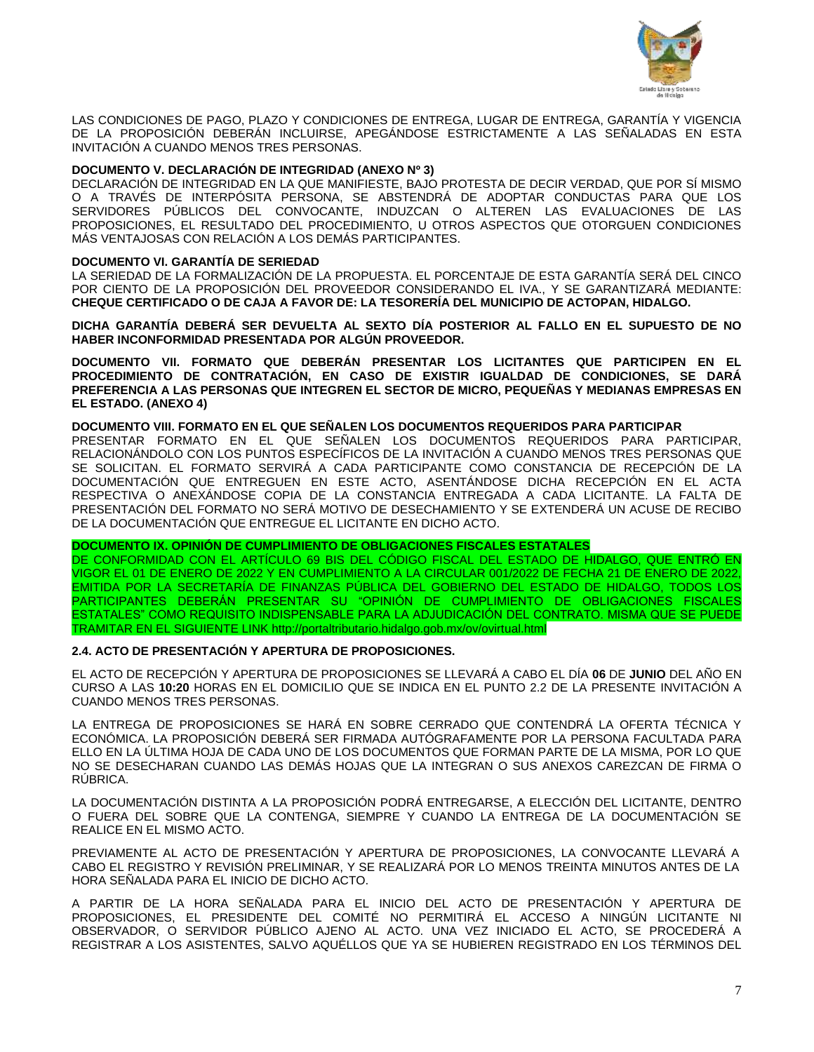LAS CONDICIONES DE PAGO, PLAZO Y CONDICIONES DE ENTREGA, LUGAR DE ENTREGA, GARANTÍA Y VIGENCIA DE LA PROPOSICIÓN DEBERÁN INCLUIRSE, APEGÁNDOSE ESTRICTAMENTE A LAS SEÑALADAS EN ESTA INVITACIÓN A CUANDO MENOS TRES PERSONAS.

**DOCUMENTO V. DECLARACIÓN DE INTEGRIDAD (ANEXO Nº 3)**

DECLARACIÓN DE INTEGRIDAD EN LA QUE MANIFIESTE, BAJO PROTESTA DE DECIR VERDAD, QUE POR SÍ MISMO O A TRAVÉS DE INTERPÓSITA PERSONA, SE ABSTENDRÁ DE ADOPTAR CONDUCTAS PARA QUE LOS SERVIDORES PÚBLICOS DEL CONVOCANTE, INDUZCAN O ALTEREN LAS EVALUACIONES DE LAS PROPOSICIONES, EL RESULTADO DEL PROCEDIMIENTO, U OTROS ASPECTOS QUE OTORGUEN CONDICIONES MÁS VENTAJOSAS CON RELACIÓN A LOS DEMÁS PARTICIPANTES.

**DOCUMENTO VI. GARANTÍA DE SERIEDAD**

LA SERIEDAD DE LA FORMALIZACIÓN DE LA PROPUESTA. EL PORCENTAJE DE ESTA GARANTÍA SERÁ DEL CINCO POR CIENTO DE LA PROPOSICIÓN DEL PROVEEDOR CONSIDERANDO EL IVA., Y SE GARANTIZARÁ MEDIANTE: **CHEQUE CERTIFICADO O DE CAJA A FAVOR DE: LA TESORERÍA DEL MUNICIPIO DE ACTOPAN, HIDALGO.**

**DICHA GARANTÍA DEBERÁ SER DEVUELTA AL SEXTO DÍA POSTERIOR AL FALLO EN EL SUPUESTO DE NO HABER INCONFORMIDAD PRESENTADA POR ALGÚN PROVEEDOR.**

**DOCUMENTO VII. FORMATO QUE DEBERÁN PRESENTAR LOS LICITANTES QUE PARTICIPEN EN EL PROCEDIMIENTO DE CONTRATACIÓN, EN CASO DE EXISTIR IGUALDAD DE CONDICIONES, SE DARÁ PREFERENCIA A LAS PERSONAS QUE INTEGREN EL SECTOR DE MICRO, PEQUEÑAS Y MEDIANAS EMPRESAS EN EL ESTADO. (ANEXO 4)**

**DOCUMENTO VIII. FORMATO EN EL QUE SEÑALEN LOS DOCUMENTOS REQUERIDOS PARA PARTICIPAR**

PRESENTAR FORMATO EN EL QUE SEÑALEN LOS DOCUMENTOS REQUERIDOS PARA PARTICIPAR, RELACIONÁNDOLO CON LOS PUNTOS ESPECÍFICOS DE LA INVITACIÓN A CUANDO MENOS TRES PERSONAS QUE SE SOLICITAN. EL FORMATO SERVIRÁ A CADA PARTICIPANTE COMO CONSTANCIA DE RECEPCIÓN DE LA DOCUMENTACIÓN QUE ENTREGUEN EN ESTE ACTO, ASENTÁNDOSE DICHA RECEPCIÓN EN EL ACTA RESPECTIVA O ANEXÁNDOSE COPIA DE LA CONSTANCIA ENTREGADA A CADA LICITANTE. LA FALTA DE PRESENTACIÓN DEL FORMATO NO SERÁ MOTIVO DE DESECHAMIENTO Y SE EXTENDERÁ UN ACUSE DE RECIBO DE LA DOCUMENTACIÓN QUE ENTREGUE EL LICITANTE EN DICHO ACTO.

**DOCUMENTO IX. OPINIÓN DE CUMPLIMIENTO DE OBLIGACIONES FISCALES ESTATALES**

DE CONFORMIDAD CON EL ARTÍCULO 69 BIS DEL CÓDIGO FISCAL DEL ESTADO DE HIDALGO, QUE ENTRÓ EN VIGOR EL 01 DE ENERO DE 2022 Y EN CUMPLIMIENTO A LA CIRCULAR 001/2022 DE FECHA 21 DE ENERO DE 2022, EMITIDA POR LA SECRETARÍA DE FINANZAS PÚBLICA DEL GOBIERNO DEL ESTADO DE HIDALGO, TODOS LOS PARTICIPANTES DEBERÁN PRESENTAR SU "OPINIÓN DE CUMPLIMIENTO DE OBLIGACIONES FISCALES ESTATALES" COMO REQUISITO INDISPENSABLE PARA LA ADJUDICACIÓN DEL CONTRATO. MISMA QUE SE PUEDE TRAMITAR EN EL SIGUIENTE LINK http://portaltributario.hidalgo.gob.mx/ov/ovirtual.html

**2.4. ACTO DE PRESENTACIÓN Y APERTURA DE PROPOSICIONES.**

EL ACTO DE RECEPCIÓN Y APERTURA DE PROPOSICIONES SE LLEVARÁ A CABO EL DÍA **06** DE **JUNIO** DEL AÑO EN CURSO A LAS **10:20** HORAS EN EL DOMICILIO QUE SE INDICA EN EL PUNTO 2.2 DE LA PRESENTE INVITACIÓN A CUANDO MENOS TRES PERSONAS.

LA ENTREGA DE PROPOSICIONES SE HARÁ EN SOBRE CERRADO QUE CONTENDRÁ LA OFERTA TÉCNICA Y ECONÓMICA. LA PROPOSICIÓN DEBERÁ SER FIRMADA AUTÓGRAFAMENTE POR LA PERSONA FACULTADA PARA ELLO EN LA ÚLTIMA HOJA DE CADA UNO DE LOS DOCUMENTOS QUE FORMAN PARTE DE LA MISMA, POR LO QUE NO SE DESECHARAN CUANDO LAS DEMÁS HOJAS QUE LA INTEGRAN O SUS ANEXOS CAREZCAN DE FIRMA O RÚBRICA.

LA DOCUMENTACIÓN DISTINTA A LA PROPOSICIÓN PODRÁ ENTREGARSE, A ELECCIÓN DEL LICITANTE, DENTRO O FUERA DEL SOBRE QUE LA CONTENGA, SIEMPRE Y CUANDO LA ENTREGA DE LA DOCUMENTACIÓN SE REALICE EN EL MISMO ACTO.

PREVIAMENTE AL ACTO DE PRESENTACIÓN Y APERTURA DE PROPOSICIONES, LA CONVOCANTE LLEVARÁ A CABO EL REGISTRO Y REVISIÓN PRELIMINAR, Y SE REALIZARÁ POR LO MENOS TREINTA MINUTOS ANTES DE LA HORA SEÑALADA PARA EL INICIO DE DICHO ACTO.

A PARTIR DE LA HORA SEÑALADA PARA EL INICIO DEL ACTO DE PRESENTACIÓN Y APERTURA DE PROPOSICIONES, EL PRESIDENTE DEL COMITÉ NO PERMITIRÁ EL ACCESO A NINGÚN LICITANTE NI OBSERVADOR, O SERVIDOR PÚBLICO AJENO AL ACTO. UNA VEZ INICIADO EL ACTO, SE PROCEDERÁ A REGISTRAR A LOS ASISTENTES, SALVO AQUÉLLOS QUE YA SE HUBIEREN REGISTRADO EN LOS TÉRMINOS DEL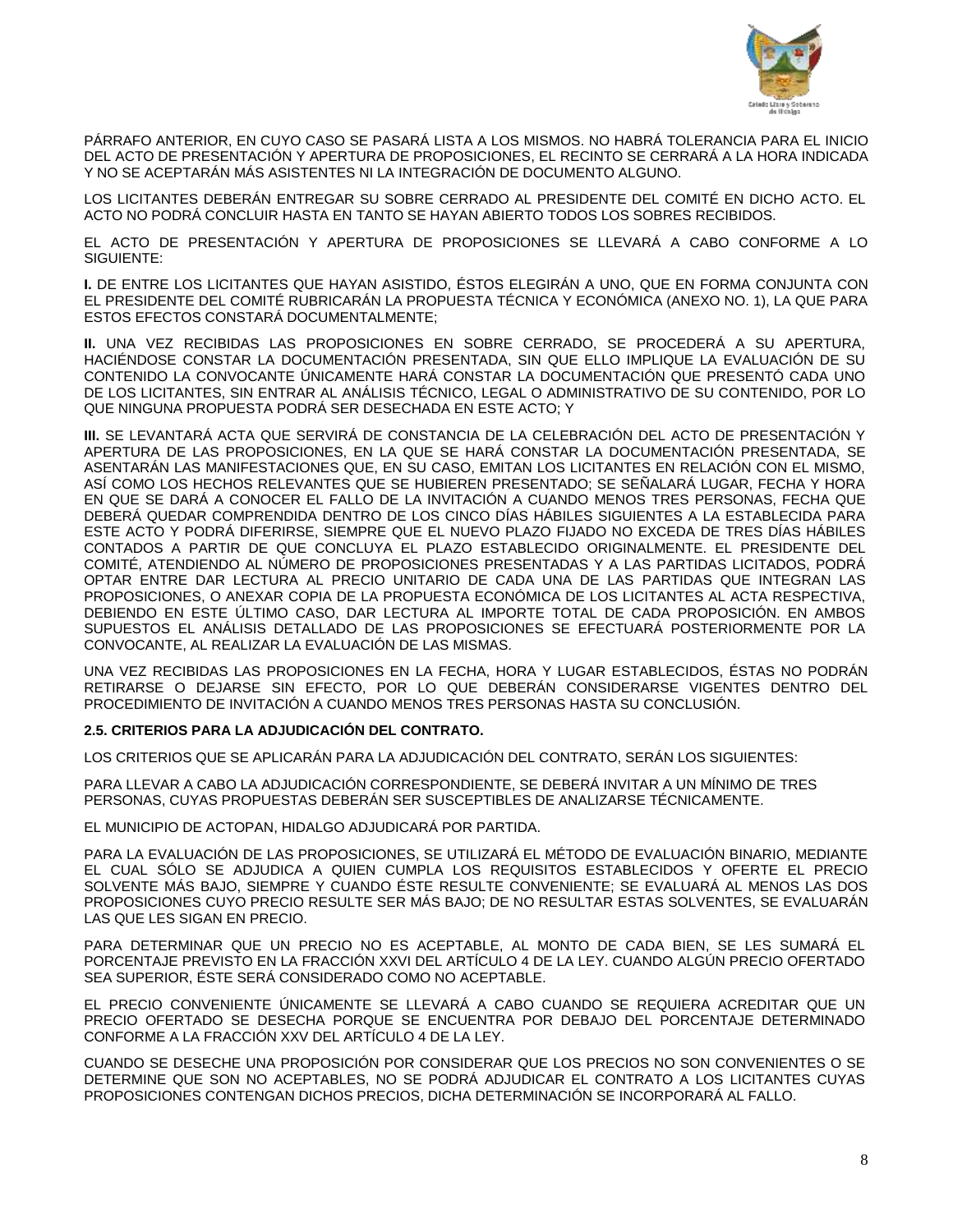PÁRRAFO ANTERIOR, EN CUYO CASO SE PASARÁ LISTA A LOS MISMOS. NO HABRÁ TOLERANCIA PARA EL INICIO DEL ACTO DE PRESENTACIÓN Y APERTURA DE PROPOSICIONES, EL RECINTO SE CERRARÁ A LA HORA INDICADA Y NO SE ACEPTARÁN MÁS ASISTENTES NI LA INTEGRACIÓN DE DOCUMENTO ALGUNO.

LOS LICITANTES DEBERÁN ENTREGAR SU SOBRE CERRADO AL PRESIDENTE DEL COMITÉ EN DICHO ACTO. EL ACTO NO PODRÁ CONCLUIR HASTA EN TANTO SE HAYAN ABIERTO TODOS LOS SOBRES RECIBIDOS.

EL ACTO DE PRESENTACIÓN Y APERTURA DE PROPOSICIONES SE LLEVARÁ A CABO CONFORME A LO SIGUIENTE:

**I.** DE ENTRE LOS LICITANTES QUE HAYAN ASISTIDO, ÉSTOS ELEGIRÁN A UNO, QUE EN FORMA CONJUNTA CON EL PRESIDENTE DEL COMITÉ RUBRICARÁN LA PROPUESTA TÉCNICA Y ECONÓMICA (ANEXO NO. 1), LA QUE PARA ESTOS EFECTOS CONSTARÁ DOCUMENTALMENTE;

**II.** UNA VEZ RECIBIDAS LAS PROPOSICIONES EN SOBRE CERRADO, SE PROCEDERÁ A SU APERTURA, HACIÉNDOSE CONSTAR LA DOCUMENTACIÓN PRESENTADA, SIN QUE ELLO IMPLIQUE LA EVALUACIÓN DE SU CONTENIDO LA CONVOCANTE ÚNICAMENTE HARÁ CONSTAR LA DOCUMENTACIÓN QUE PRESENTÓ CADA UNO DE LOS LICITANTES, SIN ENTRAR AL ANÁLISIS TÉCNICO, LEGAL O ADMINISTRATIVO DE SU CONTENIDO, POR LO QUE NINGUNA PROPUESTA PODRÁ SER DESECHADA EN ESTE ACTO; Y

**III.** SE LEVANTARÁ ACTA QUE SERVIRÁ DE CONSTANCIA DE LA CELEBRACIÓN DEL ACTO DE PRESENTACIÓN Y APERTURA DE LAS PROPOSICIONES, EN LA QUE SE HARÁ CONSTAR LA DOCUMENTACIÓN PRESENTADA, SE ASENTARÁN LAS MANIFESTACIONES QUE, EN SU CASO, EMITAN LOS LICITANTES EN RELACIÓN CON EL MISMO, ASÍ COMO LOS HECHOS RELEVANTES QUE SE HUBIEREN PRESENTADO; SE SEÑALARÁ LUGAR, FECHA Y HORA EN QUE SE DARÁ A CONOCER EL FALLO DE LA INVITACIÓN A CUANDO MENOS TRES PERSONAS, FECHA QUE DEBERÁ QUEDAR COMPRENDIDA DENTRO DE LOS CINCO DÍAS HÁBILES SIGUIENTES A LA ESTABLECIDA PARA ESTE ACTO Y PODRÁ DIFERIRSE, SIEMPRE QUE EL NUEVO PLAZO FIJADO NO EXCEDA DE TRES DÍAS HÁBILES CONTADOS A PARTIR DE QUE CONCLUYA EL PLAZO ESTABLECIDO ORIGINALMENTE. EL PRESIDENTE DEL COMITÉ, ATENDIENDO AL NÚMERO DE PROPOSICIONES PRESENTADAS Y A LAS PARTIDAS LICITADOS, PODRÁ OPTAR ENTRE DAR LECTURA AL PRECIO UNITARIO DE CADA UNA DE LAS PARTIDAS QUE INTEGRAN LAS PROPOSICIONES, O ANEXAR COPIA DE LA PROPUESTA ECONÓMICA DE LOS LICITANTES AL ACTA RESPECTIVA, DEBIENDO EN ESTE ÚLTIMO CASO, DAR LECTURA AL IMPORTE TOTAL DE CADA PROPOSICIÓN. EN AMBOS SUPUESTOS EL ANÁLISIS DETALLADO DE LAS PROPOSICIONES SE EFECTUARÁ POSTERIORMENTE POR LA CONVOCANTE, AL REALIZAR LA EVALUACIÓN DE LAS MISMAS.

UNA VEZ RECIBIDAS LAS PROPOSICIONES EN LA FECHA, HORA Y LUGAR ESTABLECIDOS, ÉSTAS NO PODRÁN RETIRARSE O DEJARSE SIN EFECTO, POR LO QUE DEBERÁN CONSIDERARSE VIGENTES DENTRO DEL PROCEDIMIENTO DE INVITACIÓN A CUANDO MENOS TRES PERSONAS HASTA SU CONCLUSIÓN.

**2.5. CRITERIOS PARA LA ADJUDICACIÓN DEL CONTRATO.**

LOS CRITERIOS QUE SE APLICARÁN PARA LA ADJUDICACIÓN DEL CONTRATO, SERÁN LOS SIGUIENTES:

PARA LLEVAR A CABO LA ADJUDICACIÓN CORRESPONDIENTE, SE DEBERÁ INVITAR A UN MÍNIMO DE TRES PERSONAS, CUYAS PROPUESTAS DEBERÁN SER SUSCEPTIBLES DE ANALIZARSE TÉCNICAMENTE.

EL MUNICIPIO DE ACTOPAN, HIDALGO ADJUDICARÁ POR PARTIDA.

PARA LA EVALUACIÓN DE LAS PROPOSICIONES, SE UTILIZARÁ EL MÉTODO DE EVALUACIÓN BINARIO, MEDIANTE EL CUAL SÓLO SE ADJUDICA A QUIEN CUMPLA LOS REQUISITOS ESTABLECIDOS Y OFERTE EL PRECIO SOLVENTE MÁS BAJO, SIEMPRE Y CUANDO ÉSTE RESULTE CONVENIENTE; SE EVALUARÁ AL MENOS LAS DOS PROPOSICIONES CUYO PRECIO RESULTE SER MÁS BAJO; DE NO RESULTAR ESTAS SOLVENTES, SE EVALUARÁN LAS QUE LES SIGAN EN PRECIO.

PARA DETERMINAR QUE UN PRECIO NO ES ACEPTABLE, AL MONTO DE CADA BIEN, SE LES SUMARÁ EL PORCENTAJE PREVISTO EN LA FRACCIÓN XXVI DEL ARTÍCULO 4 DE LA LEY. CUANDO ALGÚN PRECIO OFERTADO SEA SUPERIOR, ÉSTE SERÁ CONSIDERADO COMO NO ACEPTABLE.

EL PRECIO CONVENIENTE ÚNICAMENTE SE LLEVARÁ A CABO CUANDO SE REQUIERA ACREDITAR QUE UN PRECIO OFERTADO SE DESECHA PORQUE SE ENCUENTRA POR DEBAJO DEL PORCENTAJE DETERMINADO CONFORME A LA FRACCIÓN XXV DEL ARTÍCULO 4 DE LA LEY.

CUANDO SE DESECHE UNA PROPOSICIÓN POR CONSIDERAR QUE LOS PRECIOS NO SON CONVENIENTES O SE DETERMINE QUE SON NO ACEPTABLES, NO SE PODRÁ ADJUDICAR EL CONTRATO A LOS LICITANTES CUYAS PROPOSICIONES CONTENGAN DICHOS PRECIOS, DICHA DETERMINACIÓN SE INCORPORARÁ AL FALLO.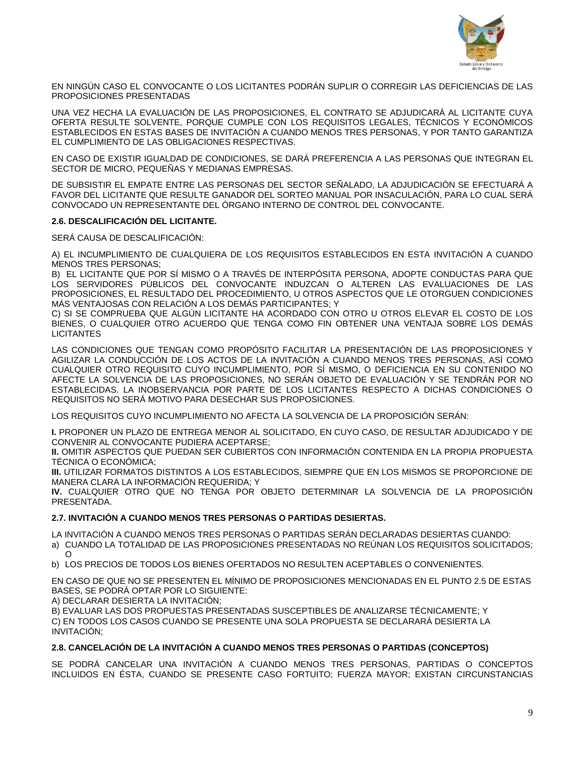EN NINGÚN CASO EL CONVOCANTE O LOS LICITANTES PODRÁN SUPLIR O CORREGIR LAS DEFICIENCIAS DE LAS PROPOSICIONES PRESENTADAS

UNA VEZ HECHA LA EVALUACIÓN DE LAS PROPOSICIONES, EL CONTRATO SE ADJUDICARÁ AL LICITANTE CUYA OFERTA RESULTE SOLVENTE, PORQUE CUMPLE CON LOS REQUISITOS LEGALES, TÉCNICOS Y ECONÓMICOS ESTABLECIDOS EN ESTAS BASES DE INVITACIÓN A CUANDO MENOS TRES PERSONAS, Y POR TANTO GARANTIZA EL CUMPLIMIENTO DE LAS OBLIGACIONES RESPECTIVAS.

EN CASO DE EXISTIR IGUALDAD DE CONDICIONES, SE DARÁ PREFERENCIA A LAS PERSONAS QUE INTEGRAN EL SECTOR DE MICRO, PEQUEÑAS Y MEDIANAS EMPRESAS.

DE SUBSISTIR EL EMPATE ENTRE LAS PERSONAS DEL SECTOR SEÑALADO, LA ADJUDICACIÓN SE EFECTUARÁ A FAVOR DEL LICITANTE QUE RESULTE GANADOR DEL SORTEO MANUAL POR INSACULACIÓN, PARA LO CUAL SERÁ CONVOCADO UN REPRESENTANTE DEL ÓRGANO INTERNO DE CONTROL DEL CONVOCANTE.

**2.6. DESCALIFICACIÓN DEL LICITANTE.**

SERÁ CAUSA DE DESCALIFICACIÓN:

A) EL INCUMPLIMIENTO DE CUALQUIERA DE LOS REQUISITOS ESTABLECIDOS EN ESTA INVITACIÓN A CUANDO MENOS TRES PERSONAS;
B) EL LICITANTE QUE POR SÍ MISMO O A TRAVÉS DE INTERPÓSITA PERSONA, ADOPTE CONDUCTAS PARA QUE LOS SERVIDORES PÚBLICOS DEL CONVOCANTE INDUZCAN O ALTEREN LAS EVALUACIONES DE LAS PROPOSICIONES, EL RESULTADO DEL PROCEDIMIENTO, U OTROS ASPECTOS QUE LE OTORGUEN CONDICIONES MÁS VENTAJOSAS CON RELACIÓN A LOS DEMÁS PARTICIPANTES; Y
C) SI SE COMPRUEBA QUE ALGÚN LICITANTE HA ACORDADO CON OTRO U OTROS ELEVAR EL COSTO DE LOS BIENES, O CUALQUIER OTRO ACUERDO QUE TENGA COMO FIN OBTENER UNA VENTAJA SOBRE LOS DEMÁS LICITANTES

LAS CONDICIONES QUE TENGAN COMO PROPÓSITO FACILITAR LA PRESENTACIÓN DE LAS PROPOSICIONES Y AGILIZAR LA CONDUCCIÓN DE LOS ACTOS DE LA INVITACIÓN A CUANDO MENOS TRES PERSONAS, ASÍ COMO CUALQUIER OTRO REQUISITO CUYO INCUMPLIMIENTO, POR SÍ MISMO, O DEFICIENCIA EN SU CONTENIDO NO AFECTE LA SOLVENCIA DE LAS PROPOSICIONES, NO SERÁN OBJETO DE EVALUACIÓN Y SE TENDRÁN POR NO ESTABLECIDAS. LA INOBSERVANCIA POR PARTE DE LOS LICITANTES RESPECTO A DICHAS CONDICIONES O REQUISITOS NO SERÁ MOTIVO PARA DESECHAR SUS PROPOSICIONES.

LOS REQUISITOS CUYO INCUMPLIMIENTO NO AFECTA LA SOLVENCIA DE LA PROPOSICIÓN SERÁN:

**I.** PROPONER UN PLAZO DE ENTREGA MENOR AL SOLICITADO, EN CUYO CASO, DE RESULTAR ADJUDICADO Y DE CONVENIR AL CONVOCANTE PUDIERA ACEPTARSE;
**II.** OMITIR ASPECTOS QUE PUEDAN SER CUBIERTOS CON INFORMACIÓN CONTENIDA EN LA PROPIA PROPUESTA TÉCNICA O ECONÓMICA;
**III.** UTILIZAR FORMATOS DISTINTOS A LOS ESTABLECIDOS, SIEMPRE QUE EN LOS MISMOS SE PROPORCIONE DE MANERA CLARA LA INFORMACIÓN REQUERIDA; Y
**IV.** CUALQUIER OTRO QUE NO TENGA POR OBJETO DETERMINAR LA SOLVENCIA DE LA PROPOSICIÓN PRESENTADA.

**2.7. INVITACIÓN A CUANDO MENOS TRES PERSONAS O PARTIDAS DESIERTAS.**

LA INVITACIÓN A CUANDO MENOS TRES PERSONAS O PARTIDAS SERÁN DECLARADAS DESIERTAS CUANDO:

a) CUANDO LA TOTALIDAD DE LAS PROPOSICIONES PRESENTADAS NO REÚNAN LOS REQUISITOS SOLICITADOS; O
b) LOS PRECIOS DE TODOS LOS BIENES OFERTADOS NO RESULTEN ACEPTABLES O CONVENIENTES.

EN CASO DE QUE NO SE PRESENTEN EL MÍNIMO DE PROPOSICIONES MENCIONADAS EN EL PUNTO 2.5 DE ESTAS BASES, SE PODRÁ OPTAR POR LO SIGUIENTE:
A) DECLARAR DESIERTA LA INVITACIÓN;
B) EVALUAR LAS DOS PROPUESTAS PRESENTADAS SUSCEPTIBLES DE ANALIZARSE TÉCNICAMENTE; Y
C) EN TODOS LOS CASOS CUANDO SE PRESENTE UNA SOLA PROPUESTA SE DECLARARÁ DESIERTA LA INVITACIÓN;

**2.8. CANCELACIÓN DE LA INVITACIÓN A CUANDO MENOS TRES PERSONAS O PARTIDAS (CONCEPTOS)**

SE PODRÁ CANCELAR UNA INVITACIÓN A CUANDO MENOS TRES PERSONAS, PARTIDAS O CONCEPTOS INCLUIDOS EN ÉSTA, CUANDO SE PRESENTE CASO FORTUITO; FUERZA MAYOR; EXISTAN CIRCUNSTANCIAS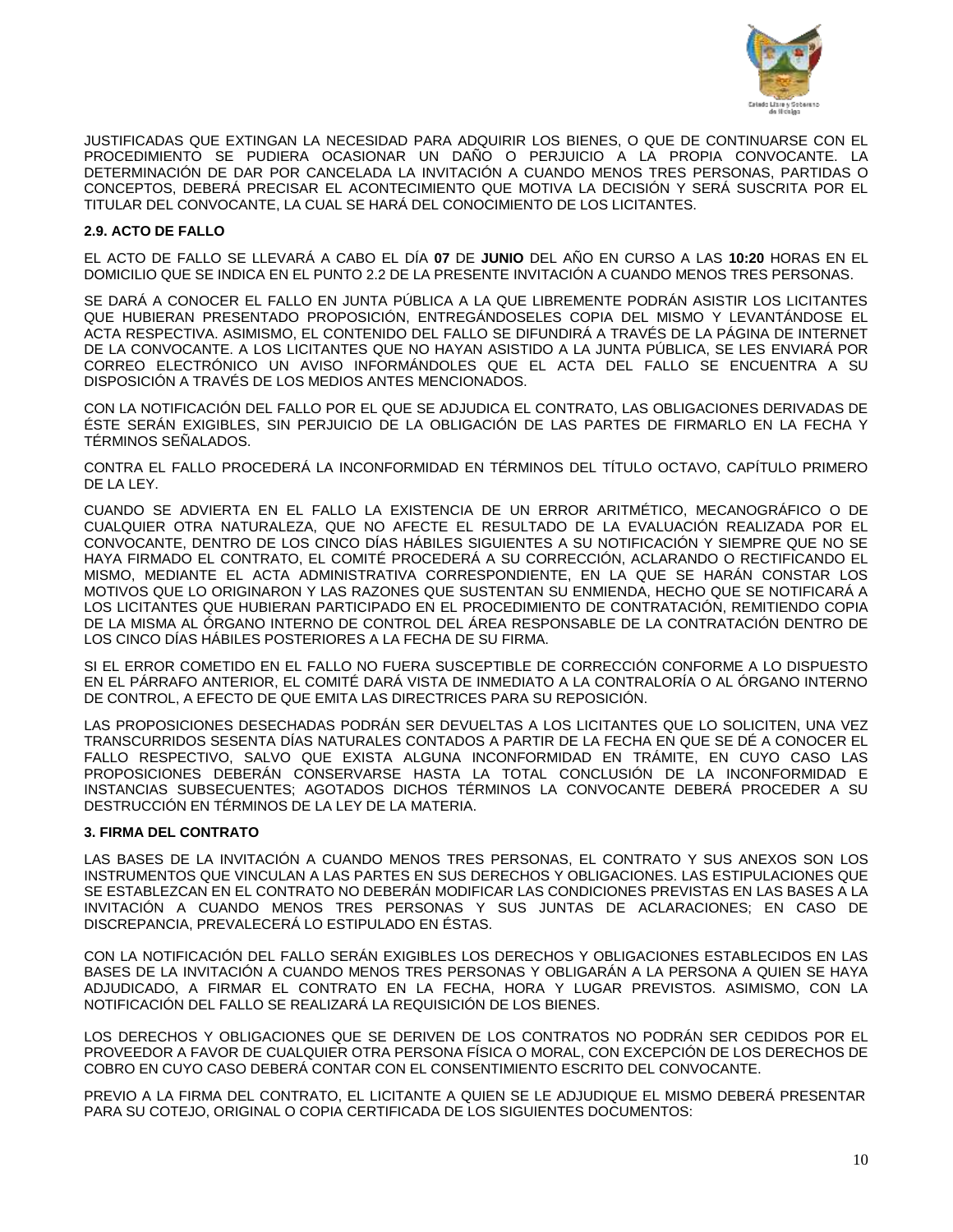JUSTIFICADAS QUE EXTINGAN LA NECESIDAD PARA ADQUIRIR LOS BIENES, O QUE DE CONTINUARSE CON EL PROCEDIMIENTO SE PUDIERA OCASIONAR UN DAÑO O PERJUICIO A LA PROPIA CONVOCANTE. LA DETERMINACIÓN DE DAR POR CANCELADA LA INVITACIÓN A CUANDO MENOS TRES PERSONAS, PARTIDAS O CONCEPTOS, DEBERÁ PRECISAR EL ACONTECIMIENTO QUE MOTIVA LA DECISIÓN Y SERÁ SUSCRITA POR EL TITULAR DEL CONVOCANTE, LA CUAL SE HARÁ DEL CONOCIMIENTO DE LOS LICITANTES.

**2.9. ACTO DE FALLO**

EL ACTO DE FALLO SE LLEVARÁ A CABO EL DÍA **07** DE **JUNIO** DEL AÑO EN CURSO A LAS **10:20** HORAS EN EL DOMICILIO QUE SE INDICA EN EL PUNTO 2.2 DE LA PRESENTE INVITACIÓN A CUANDO MENOS TRES PERSONAS.

SE DARÁ A CONOCER EL FALLO EN JUNTA PÚBLICA A LA QUE LIBREMENTE PODRÁN ASISTIR LOS LICITANTES QUE HUBIERAN PRESENTADO PROPOSICIÓN, ENTREGÁNDOSELES COPIA DEL MISMO Y LEVANTÁNDOSE EL ACTA RESPECTIVA. ASIMISMO, EL CONTENIDO DEL FALLO SE DIFUNDIRÁ A TRAVÉS DE LA PÁGINA DE INTERNET DE LA CONVOCANTE. A LOS LICITANTES QUE NO HAYAN ASISTIDO A LA JUNTA PÚBLICA, SE LES ENVIARÁ POR CORREO ELECTRÓNICO UN AVISO INFORMÁNDOLES QUE EL ACTA DEL FALLO SE ENCUENTRA A SU DISPOSICIÓN A TRAVÉS DE LOS MEDIOS ANTES MENCIONADOS.

CON LA NOTIFICACIÓN DEL FALLO POR EL QUE SE ADJUDICA EL CONTRATO, LAS OBLIGACIONES DERIVADAS DE ÉSTE SERÁN EXIGIBLES, SIN PERJUICIO DE LA OBLIGACIÓN DE LAS PARTES DE FIRMARLO EN LA FECHA Y TÉRMINOS SEÑALADOS.

CONTRA EL FALLO PROCEDERÁ LA INCONFORMIDAD EN TÉRMINOS DEL TÍTULO OCTAVO, CAPÍTULO PRIMERO DE LA LEY.

CUANDO SE ADVIERTA EN EL FALLO LA EXISTENCIA DE UN ERROR ARITMÉTICO, MECANOGRÁFICO O DE CUALQUIER OTRA NATURALEZA, QUE NO AFECTE EL RESULTADO DE LA EVALUACIÓN REALIZADA POR EL CONVOCANTE, DENTRO DE LOS CINCO DÍAS HÁBILES SIGUIENTES A SU NOTIFICACIÓN Y SIEMPRE QUE NO SE HAYA FIRMADO EL CONTRATO, EL COMITÉ PROCEDERÁ A SU CORRECCIÓN, ACLARANDO O RECTIFICANDO EL MISMO, MEDIANTE EL ACTA ADMINISTRATIVA CORRESPONDIENTE, EN LA QUE SE HARÁN CONSTAR LOS MOTIVOS QUE LO ORIGINARON Y LAS RAZONES QUE SUSTENTAN SU ENMIENDA, HECHO QUE SE NOTIFICARÁ A LOS LICITANTES QUE HUBIERAN PARTICIPADO EN EL PROCEDIMIENTO DE CONTRATACIÓN, REMITIENDO COPIA DE LA MISMA AL ÓRGANO INTERNO DE CONTROL DEL ÁREA RESPONSABLE DE LA CONTRATACIÓN DENTRO DE LOS CINCO DÍAS HÁBILES POSTERIORES A LA FECHA DE SU FIRMA.

SI EL ERROR COMETIDO EN EL FALLO NO FUERA SUSCEPTIBLE DE CORRECCIÓN CONFORME A LO DISPUESTO EN EL PÁRRAFO ANTERIOR, EL COMITÉ DARÁ VISTA DE INMEDIATO A LA CONTRALORÍA O AL ÓRGANO INTERNO DE CONTROL, A EFECTO DE QUE EMITA LAS DIRECTRICES PARA SU REPOSICIÓN.

LAS PROPOSICIONES DESECHADAS PODRÁN SER DEVUELTAS A LOS LICITANTES QUE LO SOLICITEN, UNA VEZ TRANSCURRIDOS SESENTA DÍAS NATURALES CONTADOS A PARTIR DE LA FECHA EN QUE SE DÉ A CONOCER EL FALLO RESPECTIVO, SALVO QUE EXISTA ALGUNA INCONFORMIDAD EN TRÁMITE, EN CUYO CASO LAS PROPOSICIONES DEBERÁN CONSERVARSE HASTA LA TOTAL CONCLUSIÓN DE LA INCONFORMIDAD E INSTANCIAS SUBSECUENTES; AGOTADOS DICHOS TÉRMINOS LA CONVOCANTE DEBERÁ PROCEDER A SU DESTRUCCIÓN EN TÉRMINOS DE LA LEY DE LA MATERIA.

**3. FIRMA DEL CONTRATO**

LAS BASES DE LA INVITACIÓN A CUANDO MENOS TRES PERSONAS, EL CONTRATO Y SUS ANEXOS SON LOS INSTRUMENTOS QUE VINCULAN A LAS PARTES EN SUS DERECHOS Y OBLIGACIONES. LAS ESTIPULACIONES QUE SE ESTABLEZCAN EN EL CONTRATO NO DEBERÁN MODIFICAR LAS CONDICIONES PREVISTAS EN LAS BASES A LA INVITACIÓN A CUANDO MENOS TRES PERSONAS Y SUS JUNTAS DE ACLARACIONES; EN CASO DE DISCREPANCIA, PREVALECERÁ LO ESTIPULADO EN ÉSTAS.

CON LA NOTIFICACIÓN DEL FALLO SERÁN EXIGIBLES LOS DERECHOS Y OBLIGACIONES ESTABLECIDOS EN LAS BASES DE LA INVITACIÓN A CUANDO MENOS TRES PERSONAS Y OBLIGARÁN A LA PERSONA A QUIEN SE HAYA ADJUDICADO, A FIRMAR EL CONTRATO EN LA FECHA, HORA Y LUGAR PREVISTOS. ASIMISMO, CON LA NOTIFICACIÓN DEL FALLO SE REALIZARÁ LA REQUISICIÓN DE LOS BIENES.

LOS DERECHOS Y OBLIGACIONES QUE SE DERIVEN DE LOS CONTRATOS NO PODRÁN SER CEDIDOS POR EL PROVEEDOR A FAVOR DE CUALQUIER OTRA PERSONA FÍSICA O MORAL, CON EXCEPCIÓN DE LOS DERECHOS DE COBRO EN CUYO CASO DEBERÁ CONTAR CON EL CONSENTIMIENTO ESCRITO DEL CONVOCANTE.

PREVIO A LA FIRMA DEL CONTRATO, EL LICITANTE A QUIEN SE LE ADJUDIQUE EL MISMO DEBERÁ PRESENTAR PARA SU COTEJO, ORIGINAL O COPIA CERTIFICADA DE LOS SIGUIENTES DOCUMENTOS: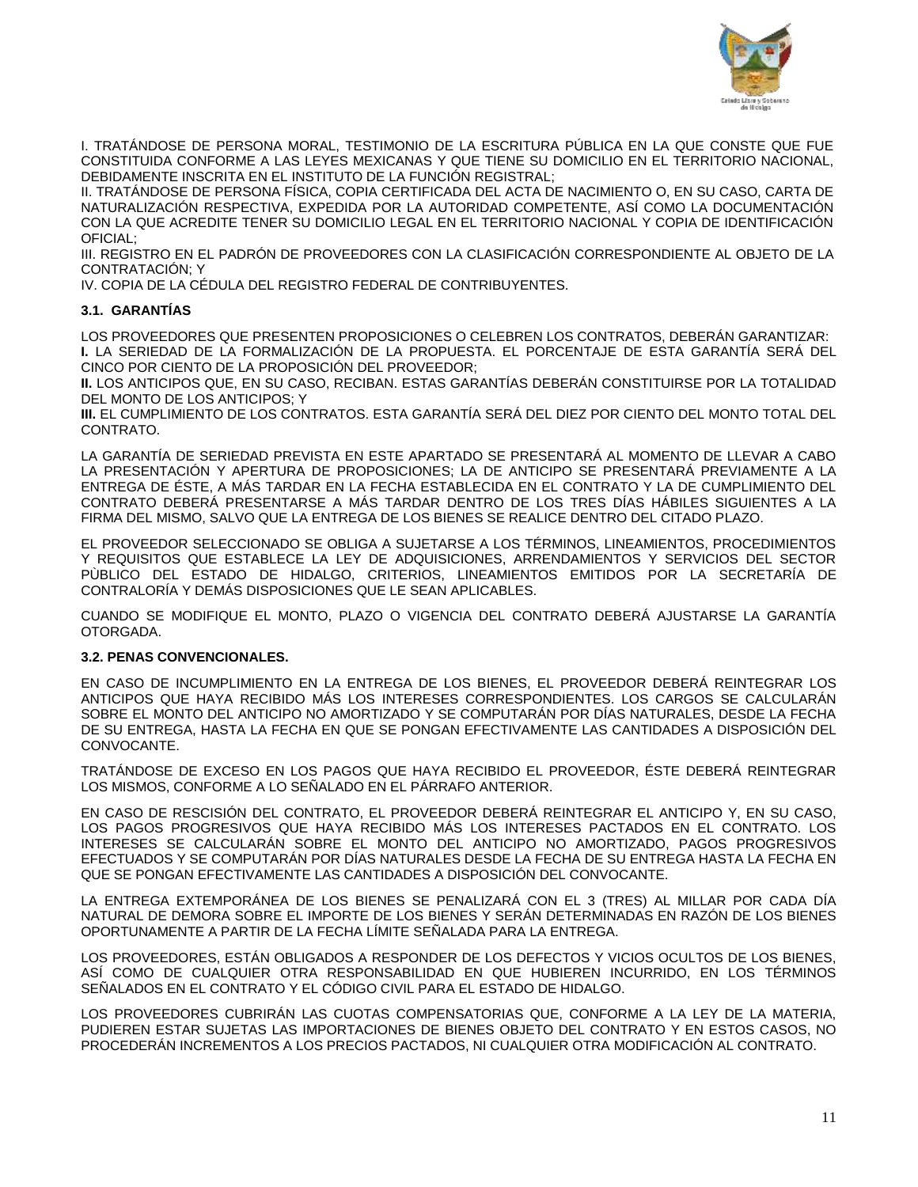I. TRATÁNDOSE DE PERSONA MORAL, TESTIMONIO DE LA ESCRITURA PÚBLICA EN LA QUE CONSTE QUE FUE CONSTITUIDA CONFORME A LAS LEYES MEXICANAS Y QUE TIENE SU DOMICILIO EN EL TERRITORIO NACIONAL, DEBIDAMENTE INSCRITA EN EL INSTITUTO DE LA FUNCIÓN REGISTRAL;
II. TRATÁNDOSE DE PERSONA FÍSICA, COPIA CERTIFICADA DEL ACTA DE NACIMIENTO O, EN SU CASO, CARTA DE NATURALIZACIÓN RESPECTIVA, EXPEDIDA POR LA AUTORIDAD COMPETENTE, ASÍ COMO LA DOCUMENTACIÓN CON LA QUE ACREDITE TENER SU DOMICILIO LEGAL EN EL TERRITORIO NACIONAL Y COPIA DE IDENTIFICACIÓN OFICIAL;
III. REGISTRO EN EL PADRÓN DE PROVEEDORES CON LA CLASIFICACIÓN CORRESPONDIENTE AL OBJETO DE LA CONTRATACIÓN; Y
IV. COPIA DE LA CÉDULA DEL REGISTRO FEDERAL DE CONTRIBUYENTES.

### 3.1. GARANTÍAS

LOS PROVEEDORES QUE PRESENTEN PROPOSICIONES O CELEBREN LOS CONTRATOS, DEBERÁN GARANTIZAR:
**I.** LA SERIEDAD DE LA FORMALIZACIÓN DE LA PROPUESTA. EL PORCENTAJE DE ESTA GARANTÍA SERÁ DEL CINCO POR CIENTO DE LA PROPOSICIÓN DEL PROVEEDOR;
**II.** LOS ANTICIPOS QUE, EN SU CASO, RECIBAN. ESTAS GARANTÍAS DEBERÁN CONSTITUIRSE POR LA TOTALIDAD DEL MONTO DE LOS ANTICIPOS; Y
**III.** EL CUMPLIMIENTO DE LOS CONTRATOS. ESTA GARANTÍA SERÁ DEL DIEZ POR CIENTO DEL MONTO TOTAL DEL CONTRATO.

LA GARANTÍA DE SERIEDAD PREVISTA EN ESTE APARTADO SE PRESENTARÁ AL MOMENTO DE LLEVAR A CABO LA PRESENTACIÓN Y APERTURA DE PROPOSICIONES; LA DE ANTICIPO SE PRESENTARÁ PREVIAMENTE A LA ENTREGA DE ÉSTE, A MÁS TARDAR EN LA FECHA ESTABLECIDA EN EL CONTRATO Y LA DE CUMPLIMIENTO DEL CONTRATO DEBERÁ PRESENTARSE A MÁS TARDAR DENTRO DE LOS TRES DÍAS HÁBILES SIGUIENTES A LA FIRMA DEL MISMO, SALVO QUE LA ENTREGA DE LOS BIENES SE REALICE DENTRO DEL CITADO PLAZO.

EL PROVEEDOR SELECCIONADO SE OBLIGA A SUJETARSE A LOS TÉRMINOS, LINEAMIENTOS, PROCEDIMIENTOS Y REQUISITOS QUE ESTABLECE LA LEY DE ADQUISICIONES, ARRENDAMIENTOS Y SERVICIOS DEL SECTOR PÙBLICO DEL ESTADO DE HIDALGO, CRITERIOS, LINEAMIENTOS EMITIDOS POR LA SECRETARÍA DE CONTRALORÍA Y DEMÁS DISPOSICIONES QUE LE SEAN APLICABLES.

CUANDO SE MODIFIQUE EL MONTO, PLAZO O VIGENCIA DEL CONTRATO DEBERÁ AJUSTARSE LA GARANTÍA OTORGADA.

### 3.2. PENAS CONVENCIONALES.

EN CASO DE INCUMPLIMIENTO EN LA ENTREGA DE LOS BIENES, EL PROVEEDOR DEBERÁ REINTEGRAR LOS ANTICIPOS QUE HAYA RECIBIDO MÁS LOS INTERESES CORRESPONDIENTES. LOS CARGOS SE CALCULARÁN SOBRE EL MONTO DEL ANTICIPO NO AMORTIZADO Y SE COMPUTARÁN POR DÍAS NATURALES, DESDE LA FECHA DE SU ENTREGA, HASTA LA FECHA EN QUE SE PONGAN EFECTIVAMENTE LAS CANTIDADES A DISPOSICIÓN DEL CONVOCANTE.

TRATÁNDOSE DE EXCESO EN LOS PAGOS QUE HAYA RECIBIDO EL PROVEEDOR, ÉSTE DEBERÁ REINTEGRAR LOS MISMOS, CONFORME A LO SEÑALADO EN EL PÁRRAFO ANTERIOR.

EN CASO DE RESCISIÓN DEL CONTRATO, EL PROVEEDOR DEBERÁ REINTEGRAR EL ANTICIPO Y, EN SU CASO, LOS PAGOS PROGRESIVOS QUE HAYA RECIBIDO MÁS LOS INTERESES PACTADOS EN EL CONTRATO. LOS INTERESES SE CALCULARÁN SOBRE EL MONTO DEL ANTICIPO NO AMORTIZADO, PAGOS PROGRESIVOS EFECTUADOS Y SE COMPUTARÁN POR DÍAS NATURALES DESDE LA FECHA DE SU ENTREGA HASTA LA FECHA EN QUE SE PONGAN EFECTIVAMENTE LAS CANTIDADES A DISPOSICIÓN DEL CONVOCANTE.

LA ENTREGA EXTEMPORÁNEA DE LOS BIENES SE PENALIZARÁ CON EL 3 (TRES) AL MILLAR POR CADA DÍA NATURAL DE DEMORA SOBRE EL IMPORTE DE LOS BIENES Y SERÁN DETERMINADAS EN RAZÓN DE LOS BIENES OPORTUNAMENTE A PARTIR DE LA FECHA LÍMITE SEÑALADA PARA LA ENTREGA.

LOS PROVEEDORES, ESTÁN OBLIGADOS A RESPONDER DE LOS DEFECTOS Y VICIOS OCULTOS DE LOS BIENES, ASÍ COMO DE CUALQUIER OTRA RESPONSABILIDAD EN QUE HUBIEREN INCURRIDO, EN LOS TÉRMINOS SEÑALADOS EN EL CONTRATO Y EL CÓDIGO CIVIL PARA EL ESTADO DE HIDALGO.

LOS PROVEEDORES CUBRIRÁN LAS CUOTAS COMPENSATORIAS QUE, CONFORME A LA LEY DE LA MATERIA, PUDIEREN ESTAR SUJETAS LAS IMPORTACIONES DE BIENES OBJETO DEL CONTRATO Y EN ESTOS CASOS, NO PROCEDERÁN INCREMENTOS A LOS PRECIOS PACTADOS, NI CUALQUIER OTRA MODIFICACIÓN AL CONTRATO.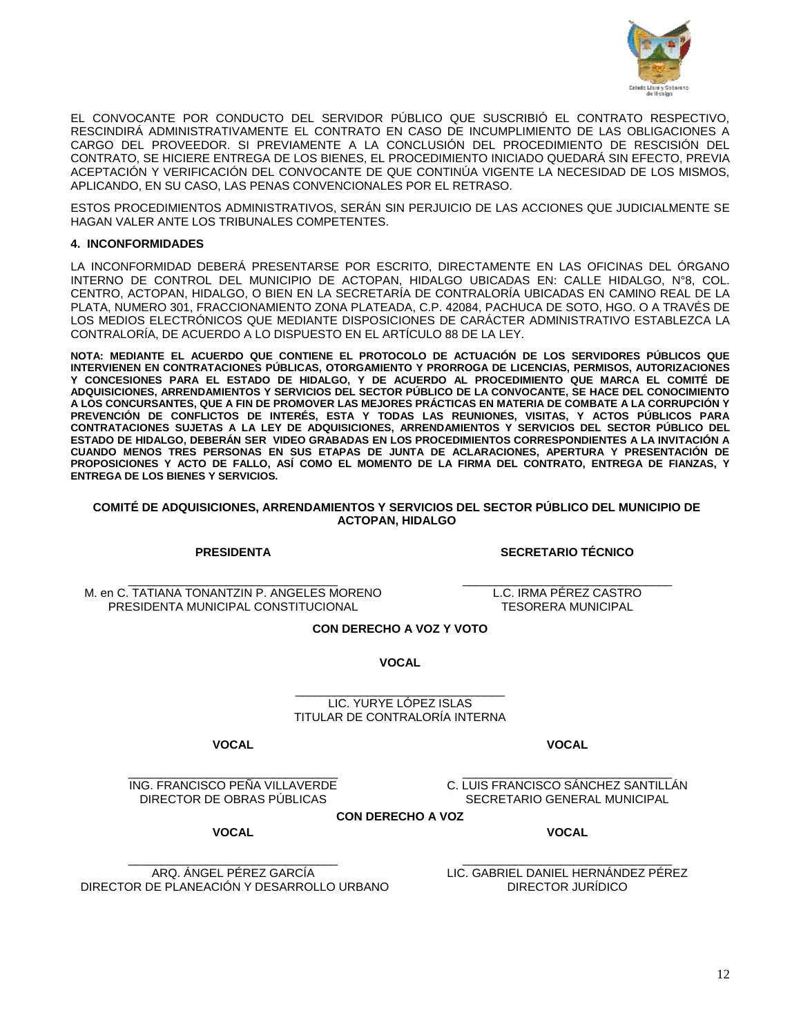EL CONVOCANTE POR CONDUCTO DEL SERVIDOR PÚBLICO QUE SUSCRIBIÓ EL CONTRATO RESPECTIVO, RESCINDIRÁ ADMINISTRATIVAMENTE EL CONTRATO EN CASO DE INCUMPLIMIENTO DE LAS OBLIGACIONES A CARGO DEL PROVEEDOR. SI PREVIAMENTE A LA CONCLUSIÓN DEL PROCEDIMIENTO DE RESCISIÓN DEL CONTRATO, SE HICIERE ENTREGA DE LOS BIENES, EL PROCEDIMIENTO INICIADO QUEDARÁ SIN EFECTO, PREVIA ACEPTACIÓN Y VERIFICACIÓN DEL CONVOCANTE DE QUE CONTINÚA VIGENTE LA NECESIDAD DE LOS MISMOS, APLICANDO, EN SU CASO, LAS PENAS CONVENCIONALES POR EL RETRASO.

ESTOS PROCEDIMIENTOS ADMINISTRATIVOS, SERÁN SIN PERJUICIO DE LAS ACCIONES QUE JUDICIALMENTE SE HAGAN VALER ANTE LOS TRIBUNALES COMPETENTES.

**4. INCONFORMIDADES**

LA INCONFORMIDAD DEBERÁ PRESENTARSE POR ESCRITO, DIRECTAMENTE EN LAS OFICINAS DEL ÓRGANO INTERNO DE CONTROL DEL MUNICIPIO DE ACTOPAN, HIDALGO UBICADAS EN: CALLE HIDALGO, N°8, COL. CENTRO, ACTOPAN, HIDALGO, O BIEN EN LA SECRETARÍA DE CONTRALORÍA UBICADAS EN CAMINO REAL DE LA PLATA, NUMERO 301, FRACCIONAMIENTO ZONA PLATEADA, C.P. 42084, PACHUCA DE SOTO, HGO. O A TRAVÉS DE LOS MEDIOS ELECTRÓNICOS QUE MEDIANTE DISPOSICIONES DE CARÁCTER ADMINISTRATIVO ESTABLEZCA LA CONTRALORÍA, DE ACUERDO A LO DISPUESTO EN EL ARTÍCULO 88 DE LA LEY.

**NOTA: MEDIANTE EL ACUERDO QUE CONTIENE EL PROTOCOLO DE ACTUACIÓN DE LOS SERVIDORES PÚBLICOS QUE INTERVIENEN EN CONTRATACIONES PÚBLICAS, OTORGAMIENTO Y PRORROGA DE LICENCIAS, PERMISOS, AUTORIZACIONES Y CONCESIONES PARA EL ESTADO DE HIDALGO, Y DE ACUERDO AL PROCEDIMIENTO QUE MARCA EL COMITÉ DE ADQUISICIONES, ARRENDAMIENTOS Y SERVICIOS DEL SECTOR PÚBLICO DE LA CONVOCANTE, SE HACE DEL CONOCIMIENTO A LOS CONCURSANTES, QUE A FIN DE PROMOVER LAS MEJORES PRÁCTICAS EN MATERIA DE COMBATE A LA CORRUPCIÓN Y PREVENCIÓN DE CONFLICTOS DE INTERÉS, ESTA Y TODAS LAS REUNIONES, VISITAS, Y ACTOS PÚBLICOS PARA CONTRATACIONES SUJETAS A LA LEY DE ADQUISICIONES, ARRENDAMIENTOS Y SERVICIOS DEL SECTOR PÚBLICO DEL ESTADO DE HIDALGO, DEBERÁN SER VIDEO GRABADAS EN LOS PROCEDIMIENTOS CORRESPONDIENTES A LA INVITACIÓN A CUANDO MENOS TRES PERSONAS EN SUS ETAPAS DE JUNTA DE ACLARACIONES, APERTURA Y PRESENTACIÓN DE PROPOSICIONES Y ACTO DE FALLO, ASÍ COMO EL MOMENTO DE LA FIRMA DEL CONTRATO, ENTREGA DE FIANZAS, Y ENTREGA DE LOS BIENES Y SERVICIOS.**

**COMITÉ DE ADQUISICIONES, ARRENDAMIENTOS Y SERVICIOS DEL SECTOR PÚBLICO DEL MUNICIPIO DE ACTOPAN, HIDALGO**

**PRESIDENTA**

\_\_\_\_\_\_\_\_\_\_\_\_\_\_\_\_\_\_\_\_\_\_\_\_\_\_\_\_\_\_\_\_
M. en C. TATIANA TONANTZIN P. ANGELES MORENO
PRESIDENTA MUNICIPAL CONSTITUCIONAL

**SECRETARIO TÉCNICO**

\_\_\_\_\_\_\_\_\_\_\_\_\_\_\_\_\_\_\_\_\_\_\_\_\_\_\_\_\_\_\_\_
L.C. IRMA PÉREZ CASTRO
TESORERA MUNICIPAL

**CON DERECHO A VOZ Y VOTO**

**VOCAL**

\_\_\_\_\_\_\_\_\_\_\_\_\_\_\_\_\_\_\_\_\_\_\_\_\_\_\_\_\_\_\_\_
LIC. YURYE LÓPEZ ISLAS
TITULAR DE CONTRALORÍA INTERNA

**VOCAL**

\_\_\_\_\_\_\_\_\_\_\_\_\_\_\_\_\_\_\_\_\_\_\_\_\_\_\_\_\_\_\_\_
ING. FRANCISCO PEÑA VILLAVERDE
DIRECTOR DE OBRAS PÚBLICAS

**VOCAL**

\_\_\_\_\_\_\_\_\_\_\_\_\_\_\_\_\_\_\_\_\_\_\_\_\_\_\_\_\_\_\_\_
C. LUIS FRANCISCO SÁNCHEZ SANTILLÁN
SECRETARIO GENERAL MUNICIPAL

**CON DERECHO A VOZ**

**VOCAL**

\_\_\_\_\_\_\_\_\_\_\_\_\_\_\_\_\_\_\_\_\_\_\_\_\_\_\_\_\_\_\_\_
ARQ. ÁNGEL PÉREZ GARCÍA
DIRECTOR DE PLANEACIÓN Y DESARROLLO URBANO

**VOCAL**

\_\_\_\_\_\_\_\_\_\_\_\_\_\_\_\_\_\_\_\_\_\_\_\_\_\_\_\_\_\_\_\_
LIC. GABRIEL DANIEL HERNÁNDEZ PÉREZ
DIRECTOR JURÍDICO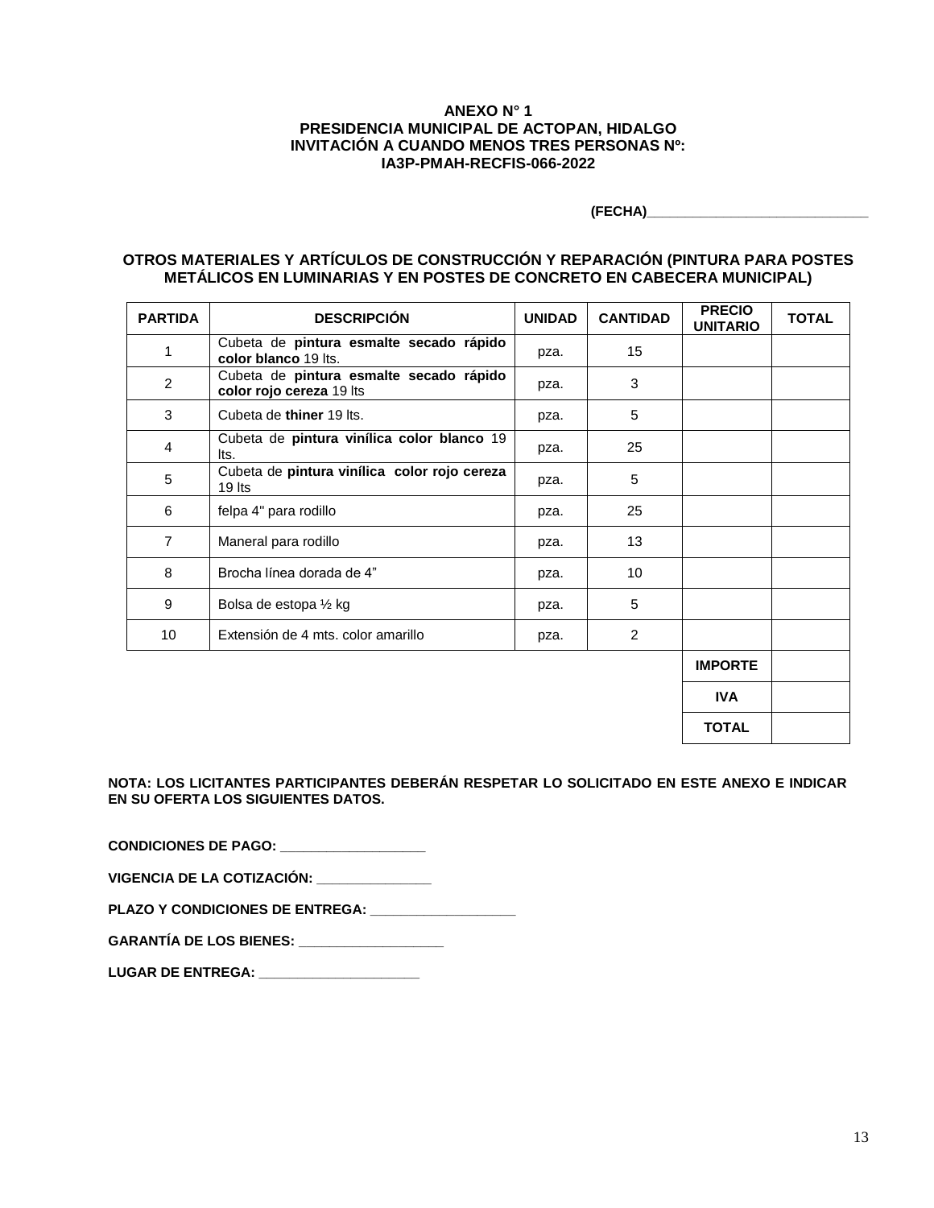**ANEXO N° 1**
**PRESIDENCIA MUNICIPAL DE ACTOPAN, HIDALGO**
**INVITACIÓN A CUANDO MENOS TRES PERSONAS Nº:**
**IA3P-PMAH-RECFIS-066-2022**

**(FECHA)**______________________________

**OTROS MATERIALES Y ARTÍCULOS DE CONSTRUCCIÓN Y REPARACIÓN (PINTURA PARA POSTES METÁLICOS EN LUMINARIAS Y EN POSTES DE CONCRETO EN CABECERA MUNICIPAL)**

| PARTIDA | DESCRIPCIÓN | UNIDAD | CANTIDAD | PRECIO UNITARIO | TOTAL |
|---|---|---|---|---|---|
| 1 | Cubeta de **pintura esmalte secado rápido color blanco** 19 lts. | pza. | 15 | | |
| 2 | Cubeta de **pintura esmalte secado rápido color rojo cereza** 19 lts | pza. | 3 | | |
| 3 | Cubeta de **thiner** 19 lts. | pza. | 5 | | |
| 4 | Cubeta de **pintura vinílica color blanco** 19 lts. | pza. | 25 | | |
| 5 | Cubeta de **pintura vinílica color rojo cereza** 19 lts | pza. | 5 | | |
| 6 | felpa 4" para rodillo | pza. | 25 | | |
| 7 | Maneral para rodillo | pza. | 13 | | |
| 8 | Brocha línea dorada de 4" | pza. | 10 | | |
| 9 | Bolsa de estopa ½ kg | pza. | 5 | | |
| 10 | Extensión de 4 mts. color amarillo | pza. | 2 | | |
| | | | | **IMPORTE** | |
| | | | | **IVA** | |
| | | | | **TOTAL** | |

**NOTA: LOS LICITANTES PARTICIPANTES DEBERÁN RESPETAR LO SOLICITADO EN ESTE ANEXO E INDICAR EN SU OFERTA LOS SIGUIENTES DATOS.**

**CONDICIONES DE PAGO:** ___________________

**VIGENCIA DE LA COTIZACIÓN:** _______________

**PLAZO Y CONDICIONES DE ENTREGA:** ___________________

**GARANTÍA DE LOS BIENES:** ___________________

**LUGAR DE ENTREGA:** _____________________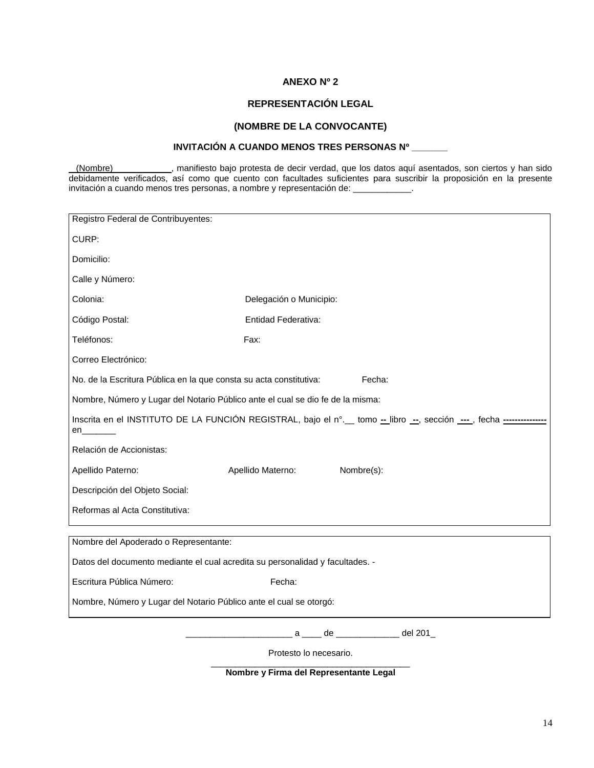**ANEXO Nº 2**

**REPRESENTACIÓN LEGAL**

**(NOMBRE DE LA CONVOCANTE)**

**INVITACIÓN A CUANDO MENOS TRES PERSONAS Nº ______**

(Nombre)____________, manifiesto bajo protesta de decir verdad, que los datos aquí asentados, son ciertos y han sido debidamente verificados, así como que cuento con facultades suficientes para suscribir la proposición en la presente invitación a cuando menos tres personas, a nombre y representación de: ____________.

| |
|---|
| Registro Federal de Contribuyentes: |
| CURP: |
| Domicilio: |
| Calle y Número: |
| Colonia: Delegación o Municipio: |
| Código Postal: Entidad Federativa: |
| Teléfonos: Fax: |
| Correo Electrónico: |
| No. de la Escritura Pública en la que consta su acta constitutiva: Fecha: |
| Nombre, Número y Lugar del Notario Público ante el cual se dio fe de la misma: |
| Inscrita en el INSTITUTO DE LA FUNCIÓN REGISTRAL, bajo el n°.__ tomo -- libro --, sección ---, fecha --------------- en_______ |
| Relación de Accionistas: |
| Apellido Paterno: Apellido Materno: Nombre(s): |
| Descripción del Objeto Social: |
| Reformas al Acta Constitutiva: |

| |
|---|
| Nombre del Apoderado o Representante: |
| Datos del documento mediante el cual acredita su personalidad y facultades. - |
| Escritura Pública Número: Fecha: |
| Nombre, Número y Lugar del Notario Público ante el cual se otorgó: |

______________________ a ____ de _____________ del 201_

Protesto lo necesario.

________________________________________

**Nombre y Firma del Representante Legal**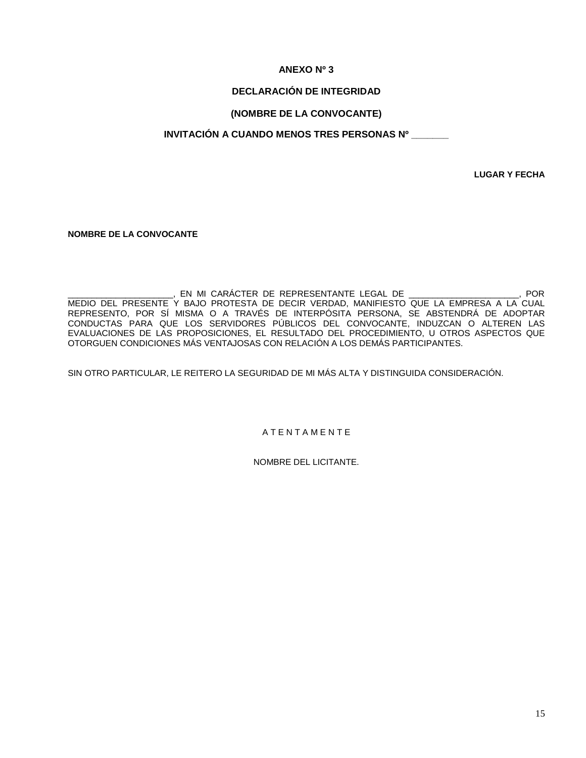**ANEXO Nº 3**

**DECLARACIÓN DE INTEGRIDAD**

**(NOMBRE DE LA CONVOCANTE)**

**INVITACIÓN A CUANDO MENOS TRES PERSONAS Nº _______**

**LUGAR Y FECHA**

**NOMBRE DE LA CONVOCANTE**

______________________, EN MI CARÁCTER DE REPRESENTANTE LEGAL DE _______________________, POR MEDIO DEL PRESENTE Y BAJO PROTESTA DE DECIR VERDAD, MANIFIESTO QUE LA EMPRESA A LA CUAL REPRESENTO, POR SÍ MISMA O A TRAVÉS DE INTERPÓSITA PERSONA, SE ABSTENDRÁ DE ADOPTAR CONDUCTAS PARA QUE LOS SERVIDORES PÚBLICOS DEL CONVOCANTE, INDUZCAN O ALTEREN LAS EVALUACIONES DE LAS PROPOSICIONES, EL RESULTADO DEL PROCEDIMIENTO, U OTROS ASPECTOS QUE OTORGUEN CONDICIONES MÁS VENTAJOSAS CON RELACIÓN A LOS DEMÁS PARTICIPANTES.

SIN OTRO PARTICULAR, LE REITERO LA SEGURIDAD DE MI MÁS ALTA Y DISTINGUIDA CONSIDERACIÓN.

A T E N T A M E N T E

NOMBRE DEL LICITANTE.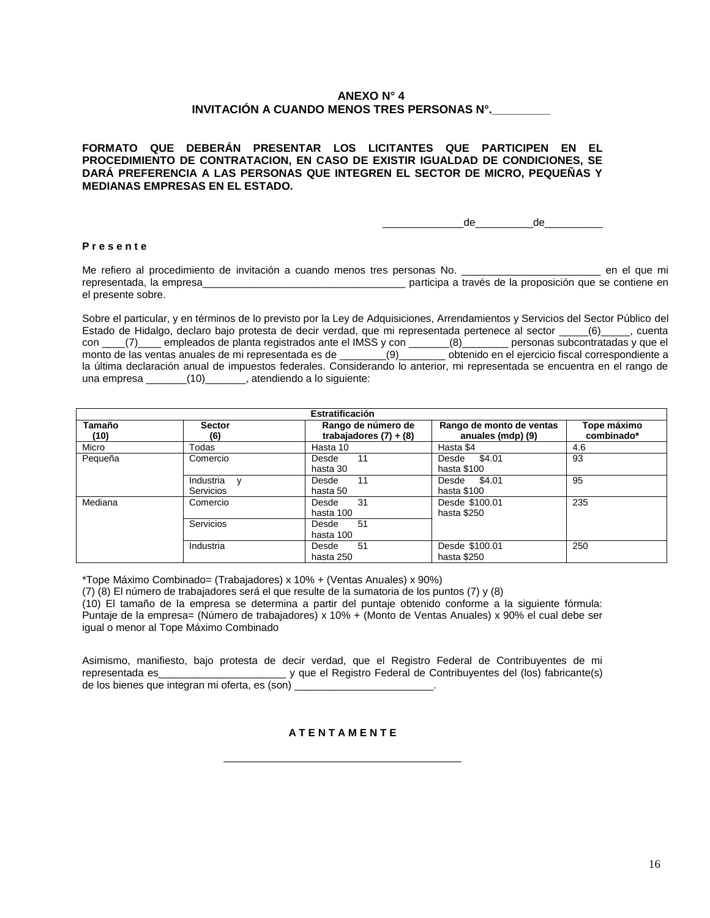**ANEXO N° 4**
**INVITACIÓN A CUANDO MENOS TRES PERSONAS N°.________**

**FORMATO QUE DEBERÁN PRESENTAR LOS LICITANTES QUE PARTICIPEN EN EL PROCEDIMIENTO DE CONTRATACION, EN CASO DE EXISTIR IGUALDAD DE CONDICIONES, SE DARÁ PREFERENCIA A LAS PERSONAS QUE INTEGREN EL SECTOR DE MICRO, PEQUEÑAS Y MEDIANAS EMPRESAS EN EL ESTADO.**

_____________de_________de_________

**P r e s e n t e**

Me refiero al procedimiento de invitación a cuando menos tres personas No. ________________________ en el que mi representada, la empresa___________________________________ participa a través de la proposición que se contiene en el presente sobre.

Sobre el particular, y en términos de lo previsto por la Ley de Adquisiciones, Arrendamientos y Servicios del Sector Público del Estado de Hidalgo, declaro bajo protesta de decir verdad, que mi representada pertenece al sector _____(6)_____, cuenta con ____(7)____ empleados de planta registrados ante el IMSS y con _______(8)________ personas subcontratadas y que el monto de las ventas anuales de mi representada es de ________(9)________ obtenido en el ejercicio fiscal correspondiente a la última declaración anual de impuestos federales. Considerando lo anterior, mi representada se encuentra en el rango de una empresa _______(10)_______, atendiendo a lo siguiente:

| **Estratificación** | | | | |
|---|---|---|---|---|
| **Tamaño (10)** | **Sector (6)** | **Rango de número de trabajadores (7) + (8)** | **Rango de monto de ventas anuales (mdp) (9)** | **Tope máximo combinado*** |
| Micro | Todas | Hasta 10 | Hasta $4 | 4.6 |
| Pequeña | Comercio | Desde 11 hasta 30 | Desde $4.01 hasta $100 | 93 |
| | Industria y Servicios | Desde 11 hasta 50 | Desde $4.01 hasta $100 | 95 |
| Mediana | Comercio | Desde 31 hasta 100 | Desde $100.01 hasta $250 | 235 |
| | Servicios | Desde 51 hasta 100 | | |
| | Industria | Desde 51 hasta 250 | Desde $100.01 hasta $250 | 250 |

*Tope Máximo Combinado= (Trabajadores) x 10% + (Ventas Anuales) x 90%)
(7) (8) El número de trabajadores será el que resulte de la sumatoria de los puntos (7) y (8)
(10) El tamaño de la empresa se determina a partir del puntaje obtenido conforme a la siguiente fórmula: Puntaje de la empresa= (Número de trabajadores) x 10% + (Monto de Ventas Anuales) x 90% el cual debe ser igual o menor al Tope Máximo Combinado

Asimismo, manifiesto, bajo protesta de decir verdad, que el Registro Federal de Contribuyentes de mi representada es______________________ y que el Registro Federal de Contribuyentes del (los) fabricante(s) de los bienes que integran mi oferta, es (son) ________________________.

**A T E N T A M E N T E**

_______________________________________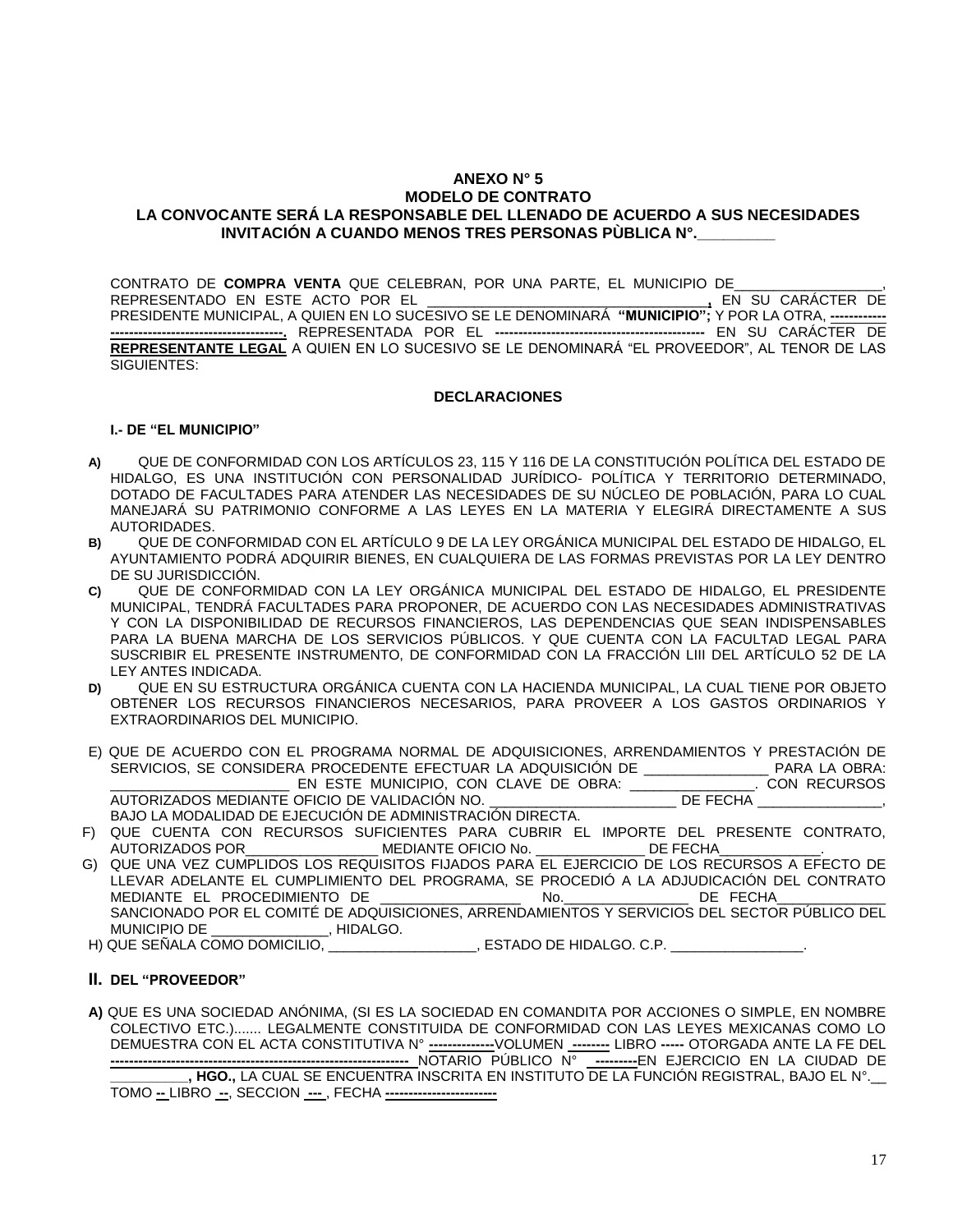**ANEXO N° 5**
**MODELO DE CONTRATO**
**LA CONVOCANTE SERÁ LA RESPONSABLE DEL LLENADO DE ACUERDO A SUS NECESIDADES**
**INVITACIÓN A CUANDO MENOS TRES PERSONAS PÙBLICA N°.\_\_\_\_\_\_\_\_\_**

CONTRATO DE **COMPRA VENTA** QUE CELEBRAN, POR UNA PARTE, EL MUNICIPIO DE\_\_\_\_\_\_\_\_\_\_\_\_\_\_\_\_\_\_\_, REPRESENTADO EN ESTE ACTO POR EL \_\_\_\_\_\_\_\_\_\_\_\_\_\_\_\_\_\_\_\_\_\_\_\_\_\_\_\_\_\_\_\_\_\_**,** EN SU CARÁCTER DE PRESIDENTE MUNICIPAL, A QUIEN EN LO SUCESIVO SE LE DENOMINARÁ **"MUNICIPIO";** Y POR LA OTRA, **------------------------------------------------.** REPRESENTADA POR EL **---------------------------------------------** EN SU CARÁCTER DE **REPRESENTANTE LEGAL** A QUIEN EN LO SUCESIVO SE LE DENOMINARÁ "EL PROVEEDOR", AL TENOR DE LAS SIGUIENTES:

**DECLARACIONES**

**I.- DE "EL MUNICIPIO"**

**A)** QUE DE CONFORMIDAD CON LOS ARTÍCULOS 23, 115 Y 116 DE LA CONSTITUCIÓN POLÍTICA DEL ESTADO DE HIDALGO, ES UNA INSTITUCIÓN CON PERSONALIDAD JURÍDICO- POLÍTICA Y TERRITORIO DETERMINADO, DOTADO DE FACULTADES PARA ATENDER LAS NECESIDADES DE SU NÚCLEO DE POBLACIÓN, PARA LO CUAL MANEJARÁ SU PATRIMONIO CONFORME A LAS LEYES EN LA MATERIA Y ELEGIRÁ DIRECTAMENTE A SUS AUTORIDADES.

**B)** QUE DE CONFORMIDAD CON EL ARTÍCULO 9 DE LA LEY ORGÁNICA MUNICIPAL DEL ESTADO DE HIDALGO, EL AYUNTAMIENTO PODRÁ ADQUIRIR BIENES, EN CUALQUIERA DE LAS FORMAS PREVISTAS POR LA LEY DENTRO DE SU JURISDICCIÓN.

**C)** QUE DE CONFORMIDAD CON LA LEY ORGÁNICA MUNICIPAL DEL ESTADO DE HIDALGO, EL PRESIDENTE MUNICIPAL, TENDRÁ FACULTADES PARA PROPONER, DE ACUERDO CON LAS NECESIDADES ADMINISTRATIVAS Y CON LA DISPONIBILIDAD DE RECURSOS FINANCIEROS, LAS DEPENDENCIAS QUE SEAN INDISPENSABLES PARA LA BUENA MARCHA DE LOS SERVICIOS PÚBLICOS. Y QUE CUENTA CON LA FACULTAD LEGAL PARA SUSCRIBIR EL PRESENTE INSTRUMENTO, DE CONFORMIDAD CON LA FRACCIÓN LIII DEL ARTÍCULO 52 DE LA LEY ANTES INDICADA.

**D)** QUE EN SU ESTRUCTURA ORGÁNICA CUENTA CON LA HACIENDA MUNICIPAL, LA CUAL TIENE POR OBJETO OBTENER LOS RECURSOS FINANCIEROS NECESARIOS, PARA PROVEER A LOS GASTOS ORDINARIOS Y EXTRAORDINARIOS DEL MUNICIPIO.

E) QUE DE ACUERDO CON EL PROGRAMA NORMAL DE ADQUISICIONES, ARRENDAMIENTOS Y PRESTACIÓN DE SERVICIOS, SE CONSIDERA PROCEDENTE EFECTUAR LA ADQUISICIÓN DE \_\_\_\_\_\_\_\_\_\_\_\_\_\_\_\_ PARA LA OBRA: \_\_\_\_\_\_\_\_\_\_\_\_\_\_\_\_\_\_\_\_\_\_\_ EN ESTE MUNICIPIO, CON CLAVE DE OBRA: \_\_\_\_\_\_\_\_\_\_\_\_\_\_\_\_. CON RECURSOS AUTORIZADOS MEDIANTE OFICIO DE VALIDACIÓN NO. \_\_\_\_\_\_\_\_\_\_\_\_\_\_\_\_\_\_\_\_\_\_\_\_ DE FECHA \_\_\_\_\_\_\_\_\_\_\_\_\_\_\_\_, BAJO LA MODALIDAD DE EJECUCIÓN DE ADMINISTRACIÓN DIRECTA.

F) QUE CUENTA CON RECURSOS SUFICIENTES PARA CUBRIR EL IMPORTE DEL PRESENTE CONTRATO, AUTORIZADOS POR\_\_\_\_\_\_\_\_\_\_\_\_\_\_\_\_\_ MEDIANTE OFICIO No. \_\_\_\_\_\_\_\_\_\_\_\_\_\_ DE FECHA\_\_\_\_\_\_\_\_\_\_\_\_\_.

G) QUE UNA VEZ CUMPLIDOS LOS REQUISITOS FIJADOS PARA EL EJERCICIO DE LOS RECURSOS A EFECTO DE LLEVAR ADELANTE EL CUMPLIMIENTO DEL PROGRAMA, SE PROCEDIÓ A LA ADJUDICACIÓN DEL CONTRATO MEDIANTE EL PROCEDIMIENTO DE \_\_\_\_\_\_\_\_\_\_\_\_\_\_\_\_\_\_ No.\_\_\_\_\_\_\_\_\_\_\_\_\_\_\_\_ DE FECHA\_\_\_\_\_\_\_\_\_\_\_\_\_\_ SANCIONADO POR EL COMITÉ DE ADQUISICIONES, ARRENDAMIENTOS Y SERVICIOS DEL SECTOR PÚBLICO DEL MUNICIPIO DE \_\_\_\_\_\_\_\_\_\_\_\_\_\_\_, HIDALGO.

H) QUE SEÑALA COMO DOMICILIO, \_\_\_\_\_\_\_\_\_\_\_\_\_\_\_\_\_\_\_, ESTADO DE HIDALGO. C.P. \_\_\_\_\_\_\_\_\_\_\_\_\_\_\_\_\_.

**II. DEL "PROVEEDOR"**

**A)** QUE ES UNA SOCIEDAD ANÓNIMA, (SI ES LA SOCIEDAD EN COMANDITA POR ACCIONES O SIMPLE, EN NOMBRE COLECTIVO ETC.)....... LEGALMENTE CONSTITUIDA DE CONFORMIDAD CON LAS LEYES MEXICANAS COMO LO DEMUESTRA CON EL ACTA CONSTITUTIVA N° **--------------**VOLUMEN **--------** LIBRO **-----** OTORGADA ANTE LA FE DEL **-----------------------------------------------------------------** NOTARIO PÚBLICO N° **---------**EN EJERCICIO EN LA CIUDAD DE \_\_\_\_\_\_\_\_\_\_**, HGO.,** LA CUAL SE ENCUENTRA INSCRITA EN INSTITUTO DE LA FUNCIÓN REGISTRAL, BAJO EL N°.\_\_ TOMO **--** LIBRO **--**, SECCION **---** , FECHA **-----------------------**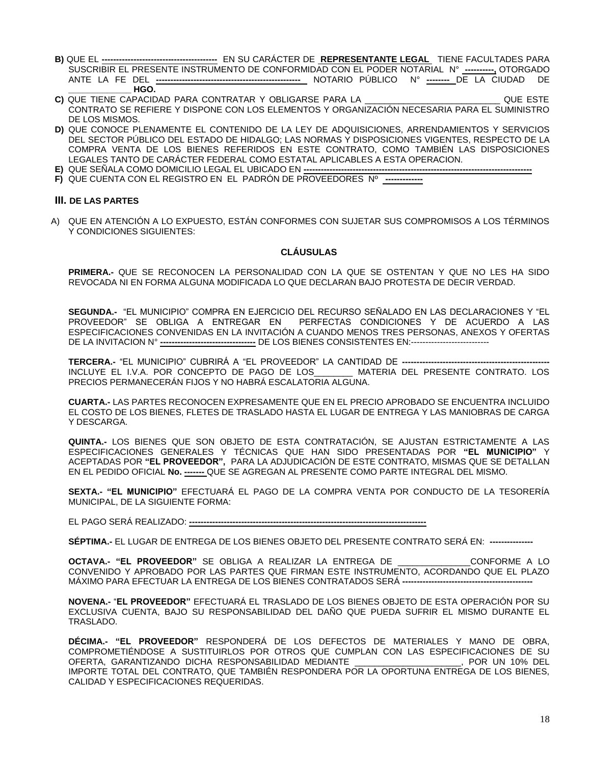**B)** QUE EL **----------------------------------------** EN SU CARÁCTER DE **REPRESENTANTE LEGAL** TIENE FACULTADES PARA SUSCRIBIR EL PRESENTE INSTRUMENTO DE CONFORMIDAD CON EL PODER NOTARIAL N° **----------,** OTORGADO ANTE LA FE DEL **-------------------------------------------------** NOTARIO PÚBLICO N° **--------** DE LA CIUDAD DE _____________ **HGO.**

**C)** QUE TIENE CAPACIDAD PARA CONTRATAR Y OBLIGARSE PARA LA ____________________________ QUE ESTE CONTRATO SE REFIERE Y DISPONE CON LOS ELEMENTOS Y ORGANIZACIÓN NECESARIA PARA EL SUMINISTRO DE LOS MISMOS.

**D)** QUE CONOCE PLENAMENTE EL CONTENIDO DE LA LEY DE ADQUISICIONES, ARRENDAMIENTOS Y SERVICIOS DEL SECTOR PÚBLICO DEL ESTADO DE HIDALGO; LAS NORMAS Y DISPOSICIONES VIGENTES, RESPECTO DE LA COMPRA VENTA DE LOS BIENES REFERIDOS EN ESTE CONTRATO, COMO TAMBIÉN LAS DISPOSICIONES LEGALES TANTO DE CARÁCTER FEDERAL COMO ESTATAL APLICABLES A ESTA OPERACION.

**E)** QUE SEÑALA COMO DOMICILIO LEGAL EL UBICADO EN **------------------------------------------------------------------------------**

**F)** QUE CUENTA CON EL REGISTRO EN EL PADRÓN DE PROVEEDORES Nº **------------**

## III. DE LAS PARTES

A) QUE EN ATENCIÓN A LO EXPUESTO, ESTÁN CONFORMES CON SUJETAR SUS COMPROMISOS A LOS TÉRMINOS Y CONDICIONES SIGUIENTES:

### CLÁUSULAS

**PRIMERA.-** QUE SE RECONOCEN LA PERSONALIDAD CON LA QUE SE OSTENTAN Y QUE NO LES HA SIDO REVOCADA NI EN FORMA ALGUNA MODIFICADA LO QUE DECLARAN BAJO PROTESTA DE DECIR VERDAD.

**SEGUNDA.-** "EL MUNICIPIO" COMPRA EN EJERCICIO DEL RECURSO SEÑALADO EN LAS DECLARACIONES Y "EL PROVEEDOR" SE OBLIGA A ENTREGAR EN PERFECTAS CONDICIONES Y DE ACUERDO A LAS ESPECIFICACIONES CONVENIDAS EN LA INVITACIÓN A CUANDO MENOS TRES PERSONAS, ANEXOS Y OFERTAS DE LA INVITACION N° **--------------------------------** DE LOS BIENES CONSISTENTES EN:---------------------------

**TERCERA.-** "EL MUNICIPIO" CUBRIRÁ A "EL PROVEEDOR" LA CANTIDAD DE **--------------------------------------------------** INCLUYE EL I.V.A. POR CONCEPTO DE PAGO DE LOS________ MATERIA DEL PRESENTE CONTRATO. LOS PRECIOS PERMANECERÁN FIJOS Y NO HABRÁ ESCALATORIA ALGUNA.

**CUARTA.-** LAS PARTES RECONOCEN EXPRESAMENTE QUE EN EL PRECIO APROBADO SE ENCUENTRA INCLUIDO EL COSTO DE LOS BIENES, FLETES DE TRASLADO HASTA EL LUGAR DE ENTREGA Y LAS MANIOBRAS DE CARGA Y DESCARGA.

**QUINTA.-** LOS BIENES QUE SON OBJETO DE ESTA CONTRATACIÓN, SE AJUSTAN ESTRICTAMENTE A LAS ESPECIFICACIONES GENERALES Y TÉCNICAS QUE HAN SIDO PRESENTADAS POR **"EL MUNICIPIO"** Y ACEPTADAS POR **"EL PROVEEDOR",** PARA LA ADJUDICACIÓN DE ESTE CONTRATO, MISMAS QUE SE DETALLAN EN EL PEDIDO OFICIAL **No. -------** QUE SE AGREGAN AL PRESENTE COMO PARTE INTEGRAL DEL MISMO.

**SEXTA.- "EL MUNICIPIO"** EFECTUARÁ EL PAGO DE LA COMPRA VENTA POR CONDUCTO DE LA TESORERÍA MUNICIPAL, DE LA SIGUIENTE FORMA:

EL PAGO SERÁ REALIZADO: **---------------------------------------------------------------------------------**

**SÉPTIMA.-** EL LUGAR DE ENTREGA DE LOS BIENES OBJETO DEL PRESENTE CONTRATO SERÁ EN: **---------------**

**OCTAVA.- "EL PROVEEDOR"** SE OBLIGA A REALIZAR LA ENTREGA DE _______________CONFORME A LO CONVENIDO Y APROBADO POR LAS PARTES QUE FIRMAN ESTE INSTRUMENTO, ACORDANDO QUE EL PLAZO MÁXIMO PARA EFECTUAR LA ENTREGA DE LOS BIENES CONTRATADOS SERÁ **---------------------------------------------**

**NOVENA.-** "**EL PROVEEDOR"** EFECTUARÁ EL TRASLADO DE LOS BIENES OBJETO DE ESTA OPERACIÓN POR SU EXCLUSIVA CUENTA, BAJO SU RESPONSABILIDAD DEL DAÑO QUE PUEDA SUFRIR EL MISMO DURANTE EL TRASLADO.

**DÉCIMA.- "EL PROVEEDOR"** RESPONDERÁ DE LOS DEFECTOS DE MATERIALES Y MANO DE OBRA, COMPROMETIÉNDOSE A SUSTITUIRLOS POR OTROS QUE CUMPLAN CON LAS ESPECIFICACIONES DE SU OFERTA, GARANTIZANDO DICHA RESPONSABILIDAD MEDIANTE _____________________, POR UN 10% DEL IMPORTE TOTAL DEL CONTRATO, QUE TAMBIÉN RESPONDERA POR LA OPORTUNA ENTREGA DE LOS BIENES, CALIDAD Y ESPECIFICACIONES REQUERIDAS.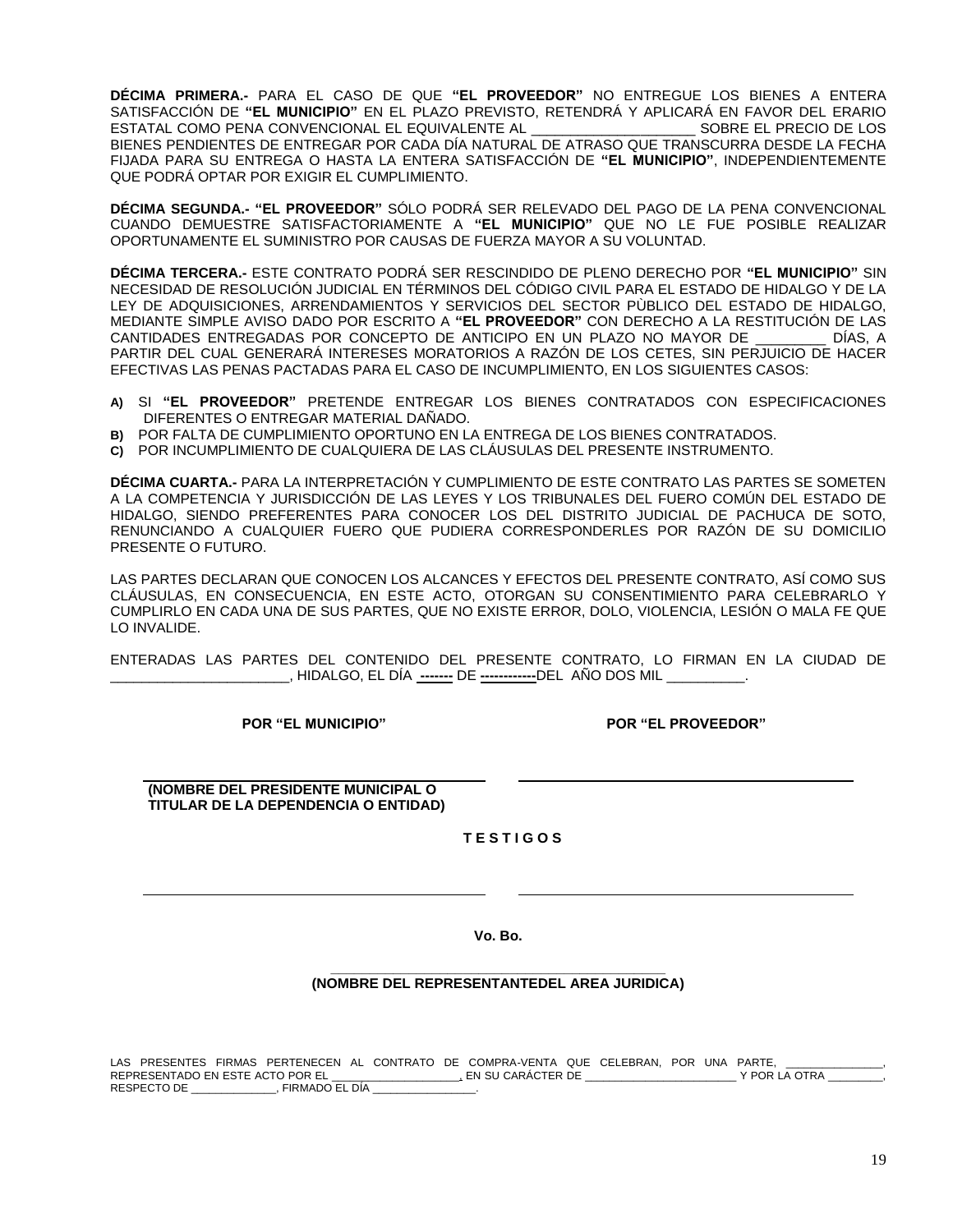**DÉCIMA PRIMERA.-** PARA EL CASO DE QUE **"EL PROVEEDOR"** NO ENTREGUE LOS BIENES A ENTERA SATISFACCIÓN DE **"EL MUNICIPIO"** EN EL PLAZO PREVISTO, RETENDRÁ Y APLICARÁ EN FAVOR DEL ERARIO ESTATAL COMO PENA CONVENCIONAL EL EQUIVALENTE AL ____________________ SOBRE EL PRECIO DE LOS BIENES PENDIENTES DE ENTREGAR POR CADA DÍA NATURAL DE ATRASO QUE TRANSCURRA DESDE LA FECHA FIJADA PARA SU ENTREGA O HASTA LA ENTERA SATISFACCIÓN DE **"EL MUNICIPIO"**, INDEPENDIENTEMENTE QUE PODRÁ OPTAR POR EXIGIR EL CUMPLIMIENTO.

**DÉCIMA SEGUNDA.- "EL PROVEEDOR"** SÓLO PODRÁ SER RELEVADO DEL PAGO DE LA PENA CONVENCIONAL CUANDO DEMUESTRE SATISFACTORIAMENTE A **"EL MUNICIPIO"** QUE NO LE FUE POSIBLE REALIZAR OPORTUNAMENTE EL SUMINISTRO POR CAUSAS DE FUERZA MAYOR A SU VOLUNTAD.

**DÉCIMA TERCERA.-** ESTE CONTRATO PODRÁ SER RESCINDIDO DE PLENO DERECHO POR **"EL MUNICIPIO"** SIN NECESIDAD DE RESOLUCIÓN JUDICIAL EN TÉRMINOS DEL CÓDIGO CIVIL PARA EL ESTADO DE HIDALGO Y DE LA LEY DE ADQUISICIONES, ARRENDAMIENTOS Y SERVICIOS DEL SECTOR PÙBLICO DEL ESTADO DE HIDALGO, MEDIANTE SIMPLE AVISO DADO POR ESCRITO A **"EL PROVEEDOR"** CON DERECHO A LA RESTITUCIÓN DE LAS CANTIDADES ENTREGADAS POR CONCEPTO DE ANTICIPO EN UN PLAZO NO MAYOR DE _________ DÍAS, A PARTIR DEL CUAL GENERARÁ INTERESES MORATORIOS A RAZÓN DE LOS CETES, SIN PERJUICIO DE HACER EFECTIVAS LAS PENAS PACTADAS PARA EL CASO DE INCUMPLIMIENTO, EN LOS SIGUIENTES CASOS:

**A)** SI **"EL PROVEEDOR"** PRETENDE ENTREGAR LOS BIENES CONTRATADOS CON ESPECIFICACIONES DIFERENTES O ENTREGAR MATERIAL DAÑADO.
**B)** POR FALTA DE CUMPLIMIENTO OPORTUNO EN LA ENTREGA DE LOS BIENES CONTRATADOS.
**C)** POR INCUMPLIMIENTO DE CUALQUIERA DE LAS CLÁUSULAS DEL PRESENTE INSTRUMENTO.

**DÉCIMA CUARTA.-** PARA LA INTERPRETACIÓN Y CUMPLIMIENTO DE ESTE CONTRATO LAS PARTES SE SOMETEN A LA COMPETENCIA Y JURISDICCIÓN DE LAS LEYES Y LOS TRIBUNALES DEL FUERO COMÚN DEL ESTADO DE HIDALGO, SIENDO PREFERENTES PARA CONOCER LOS DEL DISTRITO JUDICIAL DE PACHUCA DE SOTO, RENUNCIANDO A CUALQUIER FUERO QUE PUDIERA CORRESPONDERLES POR RAZÓN DE SU DOMICILIO PRESENTE O FUTURO.

LAS PARTES DECLARAN QUE CONOCEN LOS ALCANCES Y EFECTOS DEL PRESENTE CONTRATO, ASÍ COMO SUS CLÁUSULAS, EN CONSECUENCIA, EN ESTE ACTO, OTORGAN SU CONSENTIMIENTO PARA CELEBRARLO Y CUMPLIRLO EN CADA UNA DE SUS PARTES, QUE NO EXISTE ERROR, DOLO, VIOLENCIA, LESIÓN O MALA FE QUE LO INVALIDE.

ENTERADAS LAS PARTES DEL CONTENIDO DEL PRESENTE CONTRATO, LO FIRMAN EN LA CIUDAD DE ______________________, HIDALGO, EL DÍA ------- DE ------------DEL AÑO DOS MIL __________.

**POR "EL MUNICIPIO"** | **POR "EL PROVEEDOR"**

______________________________ | ______________________________

**(NOMBRE DEL PRESIDENTE MUNICIPAL O TITULAR DE LA DEPENDENCIA O ENTIDAD)**

**T E S T I G O S**

______________________________ | ______________________________

**Vo. Bo.**

______________________________

**(NOMBRE DEL REPRESENTANTEDEL AREA JURIDICA)**

LAS PRESENTES FIRMAS PERTENECEN AL CONTRATO DE COMPRA-VENTA QUE CELEBRAN, POR UNA PARTE, _______________, REPRESENTADO EN ESTE ACTO POR EL ____________________, EN SU CARÁCTER DE ________________________ Y POR LA OTRA ________, RESPECTO DE _____________, FIRMADO EL DÍA ________________.